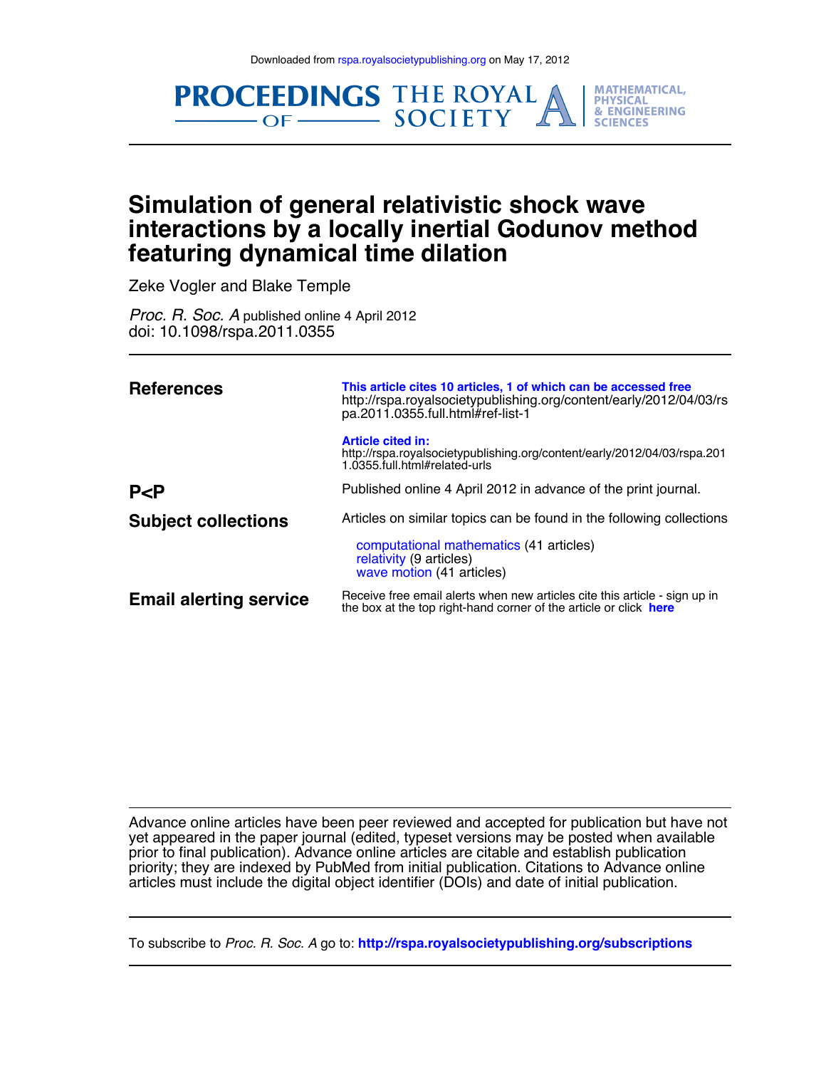Downloaded from rspa.royalsocietypublishing.org on May 17, 2012

PROCEEDINGS OF THE ROYAL SOCIETY A — MATHEMATICAL, PHYSICAL & ENGINEERING SCIENCES

# Simulation of general relativistic shock wave interactions by a locally inertial Godunov method featuring dynamical time dilation

Zeke Vogler and Blake Temple

*Proc. R. Soc. A* published online 4 April 2012
doi: 10.1098/rspa.2011.0355

**References**

**This article cites 10 articles, 1 of which can be accessed free**
http://rspa.royalsocietypublishing.org/content/early/2012/04/03/rspa.2011.0355.full.html#ref-list-1

**Article cited in:**
http://rspa.royalsocietypublishing.org/content/early/2012/04/03/rspa.2011.0355.full.html#related-urls

**P<P**

Published online 4 April 2012 in advance of the print journal.

**Subject collections**

Articles on similar topics can be found in the following collections

- computational mathematics (41 articles)
- relativity (9 articles)
- wave motion (41 articles)

**Email alerting service**

Receive free email alerts when new articles cite this article - sign up in the box at the top right-hand corner of the article or click **here**

Advance online articles have been peer reviewed and accepted for publication but have not yet appeared in the paper journal (edited, typeset versions may be posted when available prior to final publication). Advance online articles are citable and establish publication priority; they are indexed by PubMed from initial publication. Citations to Advance online articles must include the digital object identifier (DOIs) and date of initial publication.

To subscribe to *Proc. R. Soc. A* go to: **http://rspa.royalsocietypublishing.org/subscriptions**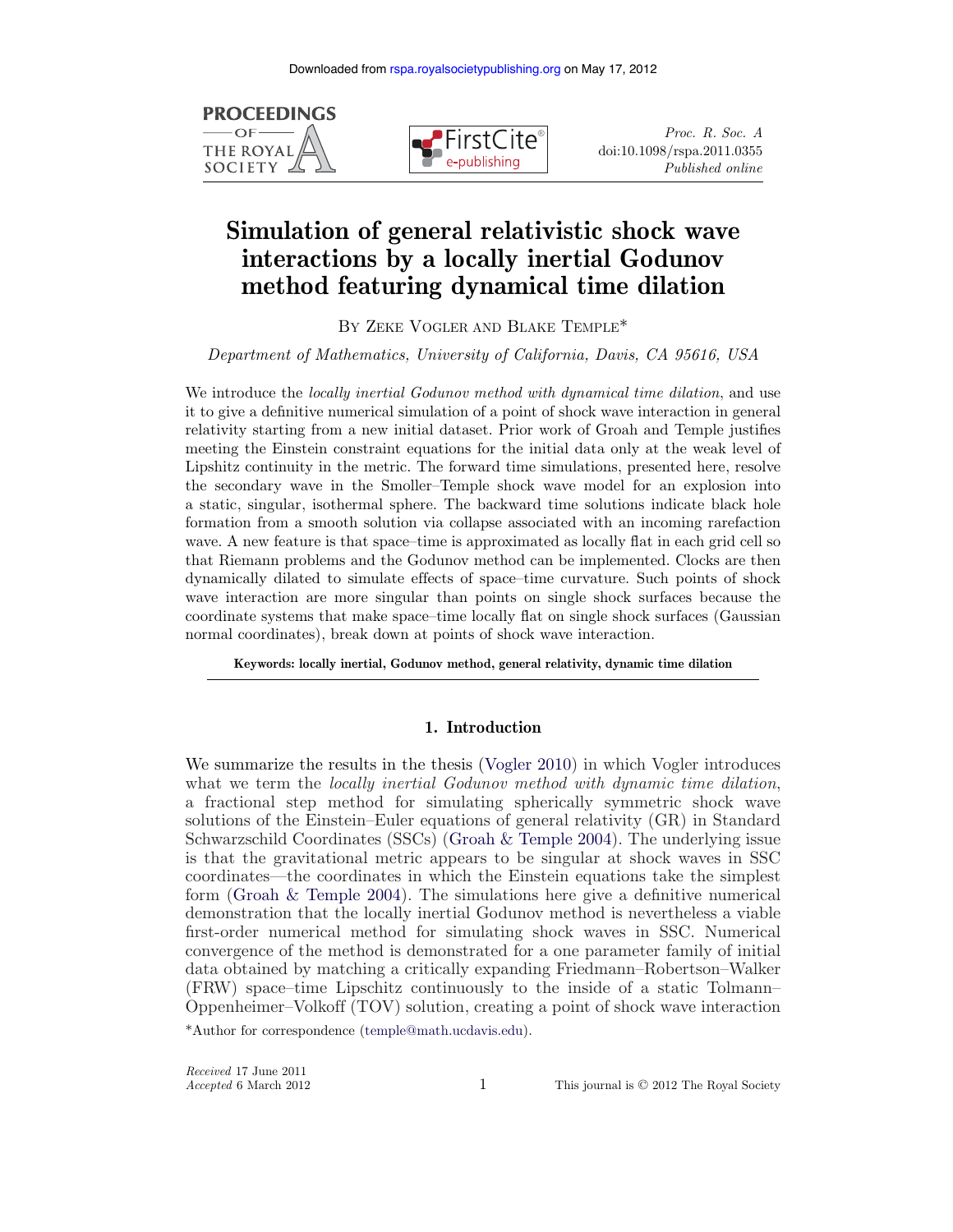# Simulation of general relativistic shock wave interactions by a locally inertial Godunov method featuring dynamical time dilation

By Zeke Vogler and Blake Temple*

*Department of Mathematics, University of California, Davis, CA 95616, USA*

We introduce the *locally inertial Godunov method with dynamical time dilation*, and use it to give a definitive numerical simulation of a point of shock wave interaction in general relativity starting from a new initial dataset. Prior work of Groah and Temple justifies meeting the Einstein constraint equations for the initial data only at the weak level of Lipshitz continuity in the metric. The forward time simulations, presented here, resolve the secondary wave in the Smoller–Temple shock wave model for an explosion into a static, singular, isothermal sphere. The backward time solutions indicate black hole formation from a smooth solution via collapse associated with an incoming rarefaction wave. A new feature is that space–time is approximated as locally flat in each grid cell so that Riemann problems and the Godunov method can be implemented. Clocks are then dynamically dilated to simulate effects of space–time curvature. Such points of shock wave interaction are more singular than points on single shock surfaces because the coordinate systems that make space–time locally flat on single shock surfaces (Gaussian normal coordinates), break down at points of shock wave interaction.

**Keywords: locally inertial, Godunov method, general relativity, dynamic time dilation**

## 1. Introduction

We summarize the results in the thesis (Vogler 2010) in which Vogler introduces what we term the *locally inertial Godunov method with dynamic time dilation*, a fractional step method for simulating spherically symmetric shock wave solutions of the Einstein–Euler equations of general relativity (GR) in Standard Schwarzschild Coordinates (SSCs) (Groah & Temple 2004). The underlying issue is that the gravitational metric appears to be singular at shock waves in SSC coordinates—the coordinates in which the Einstein equations take the simplest form (Groah & Temple 2004). The simulations here give a definitive numerical demonstration that the locally inertial Godunov method is nevertheless a viable first-order numerical method for simulating shock waves in SSC. Numerical convergence of the method is demonstrated for a one parameter family of initial data obtained by matching a critically expanding Friedmann–Robertson–Walker (FRW) space–time Lipschitz continuously to the inside of a static Tolmann–Oppenheimer–Volkoff (TOV) solution, creating a point of shock wave interaction

*Author for correspondence (temple@math.ucdavis.edu).

*Received* 17 June 2011
*Accepted* 6 March 2012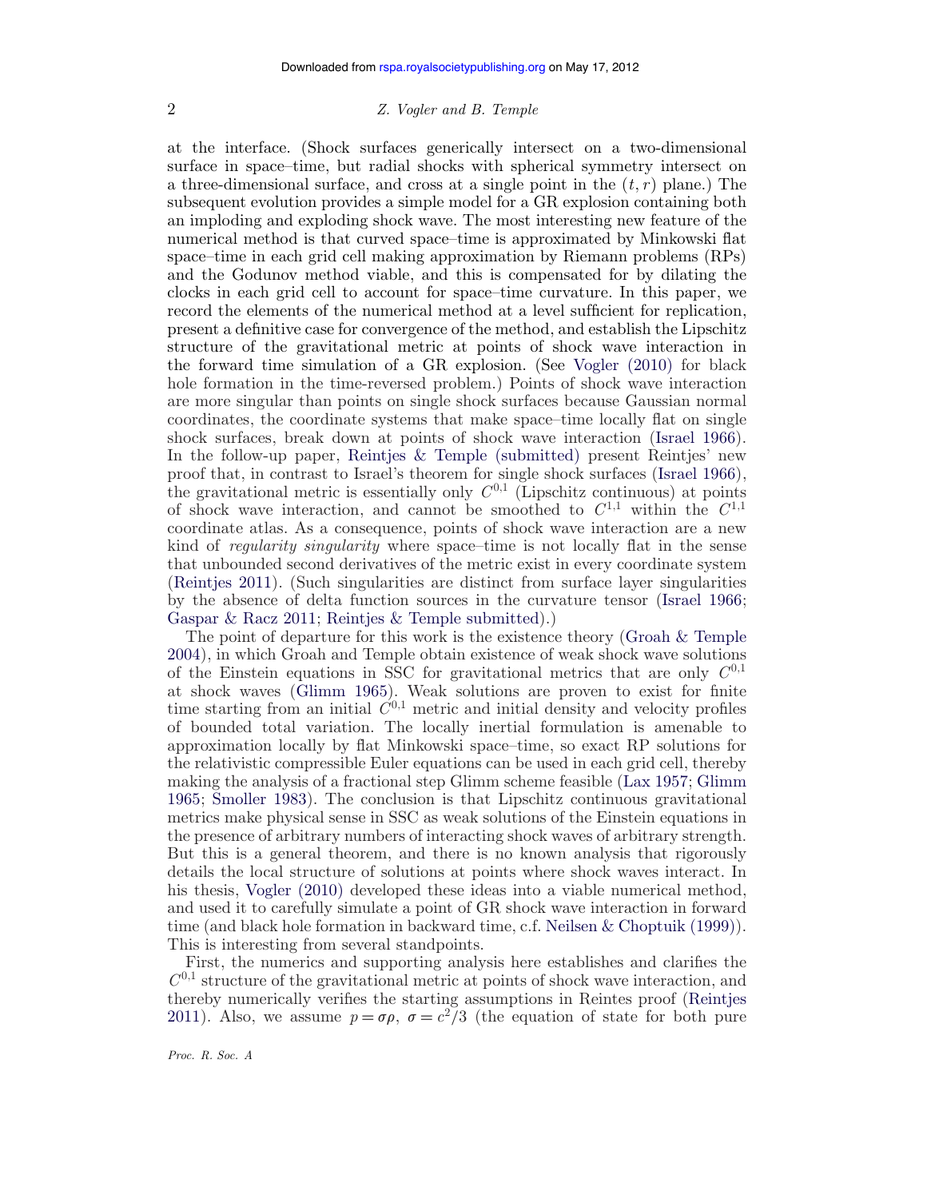at the interface. (Shock surfaces generically intersect on a two-dimensional surface in space–time, but radial shocks with spherical symmetry intersect on a three-dimensional surface, and cross at a single point in the $(t, r)$ plane.) The subsequent evolution provides a simple model for a GR explosion containing both an imploding and exploding shock wave. The most interesting new feature of the numerical method is that curved space–time is approximated by Minkowski flat space–time in each grid cell making approximation by Riemann problems (RPs) and the Godunov method viable, and this is compensated for by dilating the clocks in each grid cell to account for space–time curvature. In this paper, we record the elements of the numerical method at a level sufficient for replication, present a definitive case for convergence of the method, and establish the Lipschitz structure of the gravitational metric at points of shock wave interaction in the forward time simulation of a GR explosion. (See Vogler (2010) for black hole formation in the time-reversed problem.) Points of shock wave interaction are more singular than points on single shock surfaces because Gaussian normal coordinates, the coordinate systems that make space–time locally flat on single shock surfaces, break down at points of shock wave interaction (Israel 1966). In the follow-up paper, Reintjes & Temple (submitted) present Reintjes' new proof that, in contrast to Israel's theorem for single shock surfaces (Israel 1966), the gravitational metric is essentially only $C^{0,1}$ (Lipschitz continuous) at points of shock wave interaction, and cannot be smoothed to $C^{1,1}$ within the $C^{1,1}$ coordinate atlas. As a consequence, points of shock wave interaction are a new kind of *regularity singularity* where space–time is not locally flat in the sense that unbounded second derivatives of the metric exist in every coordinate system (Reintjes 2011). (Such singularities are distinct from surface layer singularities by the absence of delta function sources in the curvature tensor (Israel 1966; Gaspar & Racz 2011; Reintjes & Temple submitted).)

The point of departure for this work is the existence theory (Groah & Temple 2004), in which Groah and Temple obtain existence of weak shock wave solutions of the Einstein equations in SSC for gravitational metrics that are only $C^{0,1}$ at shock waves (Glimm 1965). Weak solutions are proven to exist for finite time starting from an initial $C^{0,1}$ metric and initial density and velocity profiles of bounded total variation. The locally inertial formulation is amenable to approximation locally by flat Minkowski space–time, so exact RP solutions for the relativistic compressible Euler equations can be used in each grid cell, thereby making the analysis of a fractional step Glimm scheme feasible (Lax 1957; Glimm 1965; Smoller 1983). The conclusion is that Lipschitz continuous gravitational metrics make physical sense in SSC as weak solutions of the Einstein equations in the presence of arbitrary numbers of interacting shock waves of arbitrary strength. But this is a general theorem, and there is no known analysis that rigorously details the local structure of solutions at points where shock waves interact. In his thesis, Vogler (2010) developed these ideas into a viable numerical method, and used it to carefully simulate a point of GR shock wave interaction in forward time (and black hole formation in backward time, c.f. Neilsen & Choptuik (1999)). This is interesting from several standpoints.

First, the numerics and supporting analysis here establishes and clarifies the $C^{0,1}$ structure of the gravitational metric at points of shock wave interaction, and thereby numerically verifies the starting assumptions in Reintes proof (Reintjes 2011). Also, we assume $p = \sigma\rho$, $\sigma = c^2/3$ (the equation of state for both pure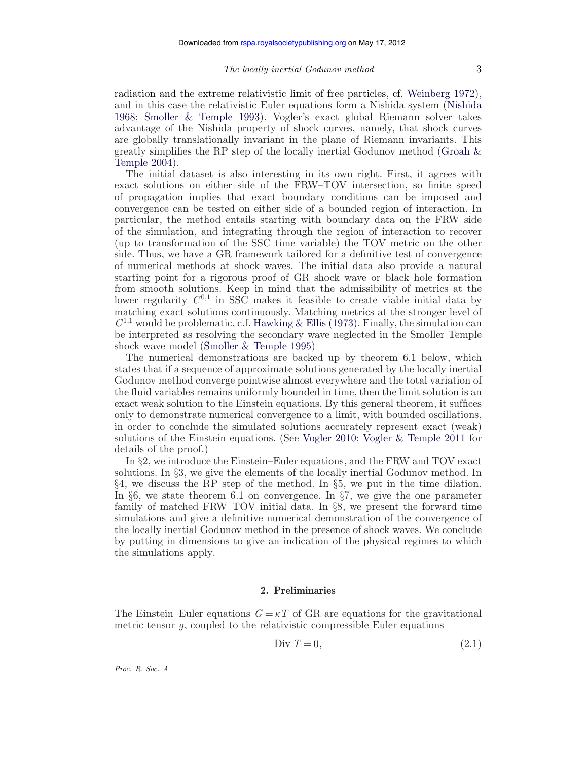radiation and the extreme relativistic limit of free particles, cf. Weinberg 1972), and in this case the relativistic Euler equations form a Nishida system (Nishida 1968; Smoller & Temple 1993). Vogler's exact global Riemann solver takes advantage of the Nishida property of shock curves, namely, that shock curves are globally translationally invariant in the plane of Riemann invariants. This greatly simplifies the RP step of the locally inertial Godunov method (Groah & Temple 2004).

The initial dataset is also interesting in its own right. First, it agrees with exact solutions on either side of the FRW–TOV intersection, so finite speed of propagation implies that exact boundary conditions can be imposed and convergence can be tested on either side of a bounded region of interaction. In particular, the method entails starting with boundary data on the FRW side of the simulation, and integrating through the region of interaction to recover (up to transformation of the SSC time variable) the TOV metric on the other side. Thus, we have a GR framework tailored for a definitive test of convergence of numerical methods at shock waves. The initial data also provide a natural starting point for a rigorous proof of GR shock wave or black hole formation from smooth solutions. Keep in mind that the admissibility of metrics at the lower regularity $C^{0,1}$ in SSC makes it feasible to create viable initial data by matching exact solutions continuously. Matching metrics at the stronger level of $C^{1,1}$ would be problematic, c.f. Hawking & Ellis (1973). Finally, the simulation can be interpreted as resolving the secondary wave neglected in the Smoller Temple shock wave model (Smoller & Temple 1995)

The numerical demonstrations are backed up by theorem 6.1 below, which states that if a sequence of approximate solutions generated by the locally inertial Godunov method converge pointwise almost everywhere and the total variation of the fluid variables remains uniformly bounded in time, then the limit solution is an exact weak solution to the Einstein equations. By this general theorem, it suffices only to demonstrate numerical convergence to a limit, with bounded oscillations, in order to conclude the simulated solutions accurately represent exact (weak) solutions of the Einstein equations. (See Vogler 2010; Vogler & Temple 2011 for details of the proof.)

In §2, we introduce the Einstein–Euler equations, and the FRW and TOV exact solutions. In §3, we give the elements of the locally inertial Godunov method. In §4, we discuss the RP step of the method. In §5, we put in the time dilation. In §6, we state theorem 6.1 on convergence. In §7, we give the one parameter family of matched FRW–TOV initial data. In §8, we present the forward time simulations and give a definitive numerical demonstration of the convergence of the locally inertial Godunov method in the presence of shock waves. We conclude by putting in dimensions to give an indication of the physical regimes to which the simulations apply.

## 2. Preliminaries

The Einstein–Euler equations $G = \kappa T$ of GR are equations for the gravitational metric tensor $g$, coupled to the relativistic compressible Euler equations

$$\text{Div } T = 0, \tag{2.1}$$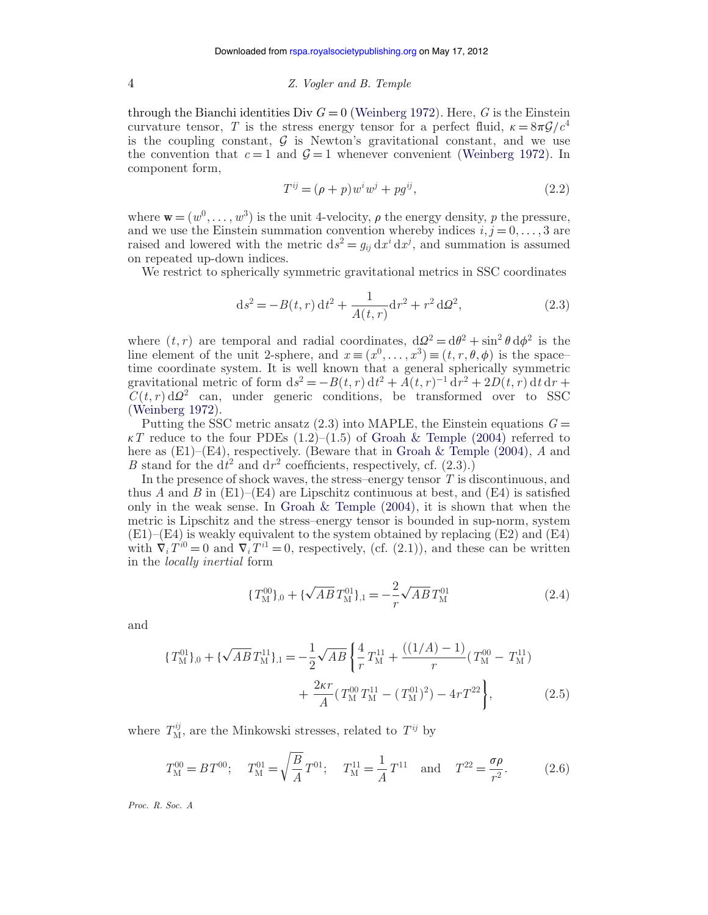through the Bianchi identities Div $G = 0$ (Weinberg 1972). Here, $G$ is the Einstein curvature tensor, $T$ is the stress energy tensor for a perfect fluid, $\kappa = 8\pi\mathcal{G}/c^4$ is the coupling constant, $\mathcal{G}$ is Newton's gravitational constant, and we use the convention that $c = 1$ and $\mathcal{G} = 1$ whenever convenient (Weinberg 1972). In component form,

$$T^{ij} = (\rho + p) w^i w^j + p g^{ij}, \tag{2.2}$$

where $\mathbf{w} = (w^0, \ldots, w^3)$ is the unit 4-velocity, $\rho$ the energy density, $p$ the pressure, and we use the Einstein summation convention whereby indices $i, j = 0, \ldots, 3$ are raised and lowered with the metric $\mathrm{d}s^2 = g_{ij}\,\mathrm{d}x^i\,\mathrm{d}x^j$, and summation is assumed on repeated up-down indices.

We restrict to spherically symmetric gravitational metrics in SSC coordinates

$$\mathrm{d}s^2 = -B(t,r)\,\mathrm{d}t^2 + \frac{1}{A(t,r)}\mathrm{d}r^2 + r^2\,\mathrm{d}\Omega^2, \tag{2.3}$$

where $(t, r)$ are temporal and radial coordinates, $\mathrm{d}\Omega^2 = \mathrm{d}\theta^2 + \sin^2\theta\,\mathrm{d}\phi^2$ is the line element of the unit 2-sphere, and $x \equiv (x^0, \ldots, x^3) \equiv (t, r, \theta, \phi)$ is the space–time coordinate system. It is well known that a general spherically symmetric gravitational metric of form $\mathrm{d}s^2 = -B(t,r)\,\mathrm{d}t^2 + A(t,r)^{-1}\,\mathrm{d}r^2 + 2D(t,r)\,\mathrm{d}t\,\mathrm{d}r + C(t,r)\,\mathrm{d}\Omega^2$ can, under generic conditions, be transformed over to SSC (Weinberg 1972).

Putting the SSC metric ansatz (2.3) into MAPLE, the Einstein equations $G = \kappa T$ reduce to the four PDEs (1.2)–(1.5) of Groah & Temple (2004) referred to here as (E1)–(E4), respectively. (Beware that in Groah & Temple (2004), $A$ and $B$ stand for the $\mathrm{d}t^2$ and $\mathrm{d}r^2$ coefficients, respectively, cf. (2.3).)

In the presence of shock waves, the stress–energy tensor $T$ is discontinuous, and thus $A$ and $B$ in (E1)–(E4) are Lipschitz continuous at best, and (E4) is satisfied only in the weak sense. In Groah & Temple (2004), it is shown that when the metric is Lipschitz and the stress–energy tensor is bounded in sup-norm, system (E1)–(E4) is weakly equivalent to the system obtained by replacing (E2) and (E4) with $\nabla_i T^{i0} = 0$ and $\nabla_i T^{i1} = 0$, respectively, (cf. (2.1)), and these can be written in the *locally inertial* form

$$\{T_{\mathrm{M}}^{00}\}_{,0} + \{\sqrt{AB}\,T_{\mathrm{M}}^{01}\}_{,1} = -\frac{2}{r}\sqrt{AB}\,T_{\mathrm{M}}^{01} \tag{2.4}$$

and

$$\begin{aligned}\{T_{\mathrm{M}}^{01}\}_{,0} + \{\sqrt{AB}\,T_{\mathrm{M}}^{11}\}_{,1} = -\frac{1}{2}\sqrt{AB}\,\bigg\{&\frac{4}{r}T_{\mathrm{M}}^{11} + \frac{((1/A)-1)}{r}(T_{\mathrm{M}}^{00} - T_{\mathrm{M}}^{11}) \\ &+ \frac{2\kappa r}{A}(T_{\mathrm{M}}^{00}T_{\mathrm{M}}^{11} - (T_{\mathrm{M}}^{01})^2) - 4rT^{22}\bigg\},\end{aligned} \tag{2.5}$$

where $T_{\mathrm{M}}^{ij}$, are the Minkowski stresses, related to $T^{ij}$ by

$$T_{\mathrm{M}}^{00} = BT^{00}; \quad T_{\mathrm{M}}^{01} = \sqrt{\frac{B}{A}}T^{01}; \quad T_{\mathrm{M}}^{11} = \frac{1}{A}T^{11} \quad \text{and} \quad T^{22} = \frac{\sigma\rho}{r^2}. \tag{2.6}$$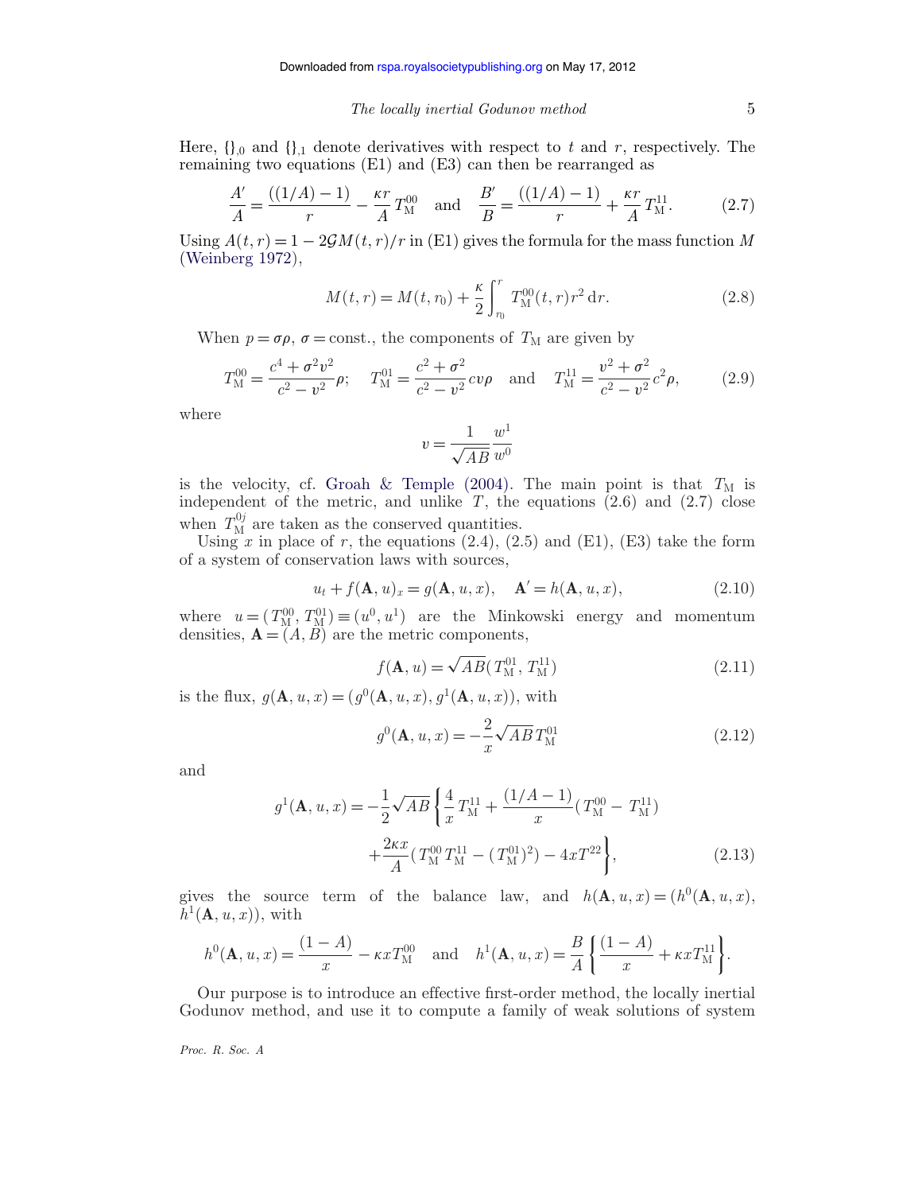Here, $\{\}_{,0}$ and $\{\}_{,1}$ denote derivatives with respect to $t$ and $r$, respectively. The remaining two equations (E1) and (E3) can then be rearranged as

$$\frac{A'}{A} = \frac{((1/A)-1)}{r} - \frac{\kappa r}{A} T_{\mathrm{M}}^{00} \quad \text{and} \quad \frac{B'}{B} = \frac{((1/A)-1)}{r} + \frac{\kappa r}{A} T_{\mathrm{M}}^{11}. \tag{2.7}$$

Using $A(t,r) = 1 - 2\mathcal{G}M(t,r)/r$ in (E1) gives the formula for the mass function $M$ (Weinberg 1972),

$$M(t,r) = M(t,r_0) + \frac{\kappa}{2}\int_{r_0}^{r} T_{\mathrm{M}}^{00}(t,r) r^2 \,\mathrm{d}r. \tag{2.8}$$

When $p = \sigma\rho$, $\sigma = \text{const.}$, the components of $T_{\mathrm{M}}$ are given by

$$T_{\mathrm{M}}^{00} = \frac{c^4 + \sigma^2 v^2}{c^2 - v^2}\rho; \quad T_{\mathrm{M}}^{01} = \frac{c^2+\sigma^2}{c^2-v^2} c v \rho \quad \text{and} \quad T_{\mathrm{M}}^{11} = \frac{v^2+\sigma^2}{c^2-v^2} c^2 \rho, \tag{2.9}$$

where

$$v = \frac{1}{\sqrt{AB}}\frac{w^1}{w^0}$$

is the velocity, cf. Groah & Temple (2004). The main point is that $T_{\mathrm{M}}$ is independent of the metric, and unlike $T$, the equations (2.6) and (2.7) close when $T_{\mathrm{M}}^{0j}$ are taken as the conserved quantities.

Using $x$ in place of $r$, the equations (2.4), (2.5) and (E1), (E3) take the form of a system of conservation laws with sources,

$$u_t + f(\mathbf{A},u)_x = g(\mathbf{A},u,x), \quad \mathbf{A}' = h(\mathbf{A},u,x), \tag{2.10}$$

where $u = (T_{\mathrm{M}}^{00}, T_{\mathrm{M}}^{01}) \equiv (u^0, u^1)$ are the Minkowski energy and momentum densities, $\mathbf{A} = (A, B)$ are the metric components,

$$f(\mathbf{A},u) = \sqrt{AB}(T_{\mathrm{M}}^{01}, T_{\mathrm{M}}^{11}) \tag{2.11}$$

is the flux, $g(\mathbf{A},u,x) = (g^0(\mathbf{A},u,x), g^1(\mathbf{A},u,x))$, with

$$g^0(\mathbf{A},u,x) = -\frac{2}{x}\sqrt{AB}\,T_{\mathrm{M}}^{01} \tag{2.12}$$

and

$$\begin{aligned} g^1(\mathbf{A},u,x) = -\frac{1}{2}\sqrt{AB}\Bigg\{&\frac{4}{x}T_{\mathrm{M}}^{11} + \frac{(1/A-1)}{x}(T_{\mathrm{M}}^{00} - T_{\mathrm{M}}^{11}) \\ &+ \frac{2\kappa x}{A}(T_{\mathrm{M}}^{00}T_{\mathrm{M}}^{11} - (T_{\mathrm{M}}^{01})^2) - 4xT^{22}\Bigg\}, \end{aligned} \tag{2.13}$$

gives the source term of the balance law, and $h(\mathbf{A},u,x) = (h^0(\mathbf{A},u,x), h^1(\mathbf{A},u,x))$, with

$$h^0(\mathbf{A},u,x) = \frac{(1-A)}{x} - \kappa x T_{\mathrm{M}}^{00} \quad \text{and} \quad h^1(\mathbf{A},u,x) = \frac{B}{A}\left\{\frac{(1-A)}{x} + \kappa x T_{\mathrm{M}}^{11}\right\}.$$

Our purpose is to introduce an effective first-order method, the locally inertial Godunov method, and use it to compute a family of weak solutions of system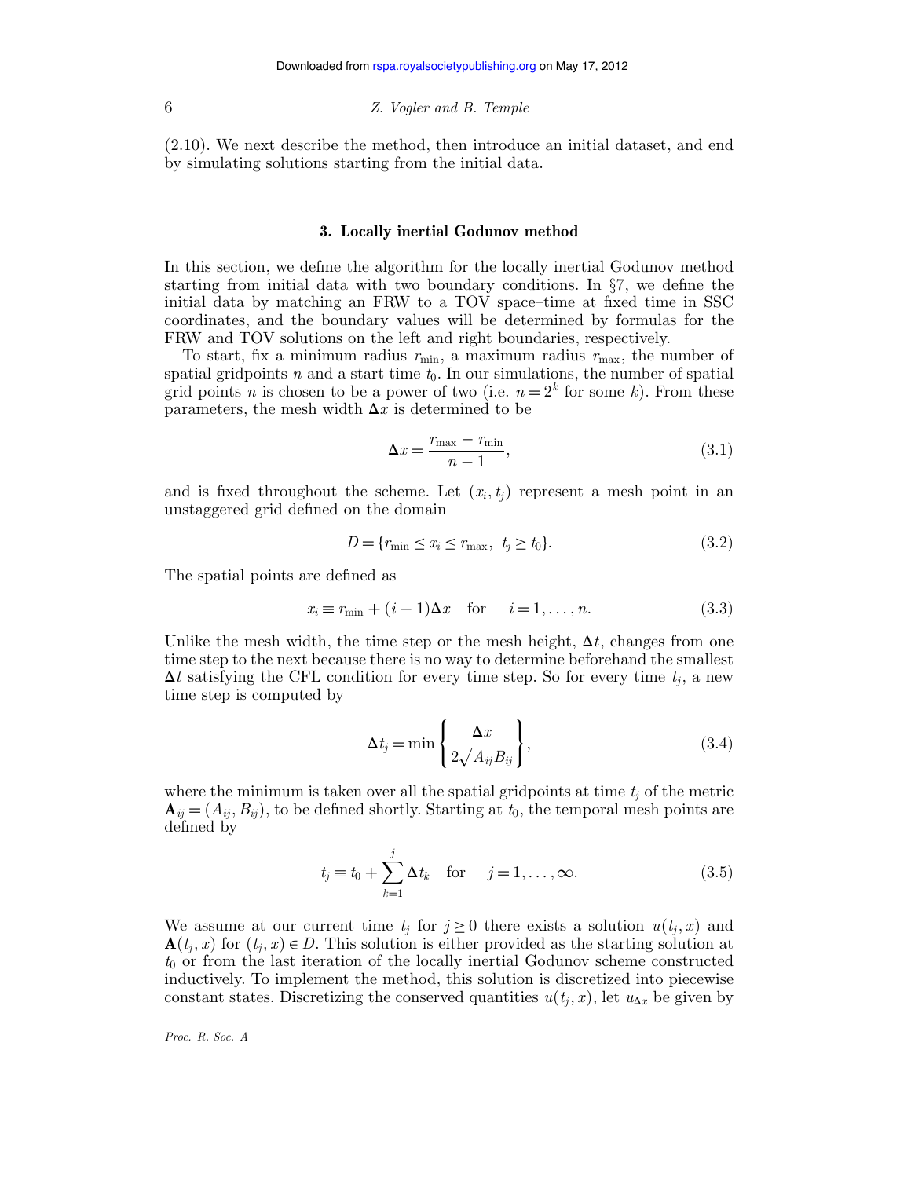(2.10). We next describe the method, then introduce an initial dataset, and end by simulating solutions starting from the initial data.

## 3. Locally inertial Godunov method

In this section, we define the algorithm for the locally inertial Godunov method starting from initial data with two boundary conditions. In §7, we define the initial data by matching an FRW to a TOV space–time at fixed time in SSC coordinates, and the boundary values will be determined by formulas for the FRW and TOV solutions on the left and right boundaries, respectively.

To start, fix a minimum radius $r_{\min}$, a maximum radius $r_{\max}$, the number of spatial gridpoints $n$ and a start time $t_0$. In our simulations, the number of spatial grid points $n$ is chosen to be a power of two (i.e. $n = 2^k$ for some $k$). From these parameters, the mesh width $\Delta x$ is determined to be

$$\Delta x = \frac{r_{\max} - r_{\min}}{n-1}, \tag{3.1}$$

and is fixed throughout the scheme. Let $(x_i, t_j)$ represent a mesh point in an unstaggered grid defined on the domain

$$D = \{r_{\min} \leq x_i \leq r_{\max},\ \ t_j \geq t_0\}. \tag{3.2}$$

The spatial points are defined as

$$x_i \equiv r_{\min} + (i-1)\Delta x \quad \text{for} \quad i = 1, \ldots, n. \tag{3.3}$$

Unlike the mesh width, the time step or the mesh height, $\Delta t$, changes from one time step to the next because there is no way to determine beforehand the smallest $\Delta t$ satisfying the CFL condition for every time step. So for every time $t_j$, a new time step is computed by

$$\Delta t_j = \min\left\{\frac{\Delta x}{2\sqrt{A_{ij}B_{ij}}}\right\}, \tag{3.4}$$

where the minimum is taken over all the spatial gridpoints at time $t_j$ of the metric $\mathbf{A}_{ij} = (A_{ij}, B_{ij})$, to be defined shortly. Starting at $t_0$, the temporal mesh points are defined by

$$t_j \equiv t_0 + \sum_{k=1}^{j} \Delta t_k \quad \text{for} \quad j = 1, \ldots, \infty. \tag{3.5}$$

We assume at our current time $t_j$ for $j \geq 0$ there exists a solution $u(t_j, x)$ and $\mathbf{A}(t_j, x)$ for $(t_j, x) \in D$. This solution is either provided as the starting solution at $t_0$ or from the last iteration of the locally inertial Godunov scheme constructed inductively. To implement the method, this solution is discretized into piecewise constant states. Discretizing the conserved quantities $u(t_j, x)$, let $u_{\Delta x}$ be given by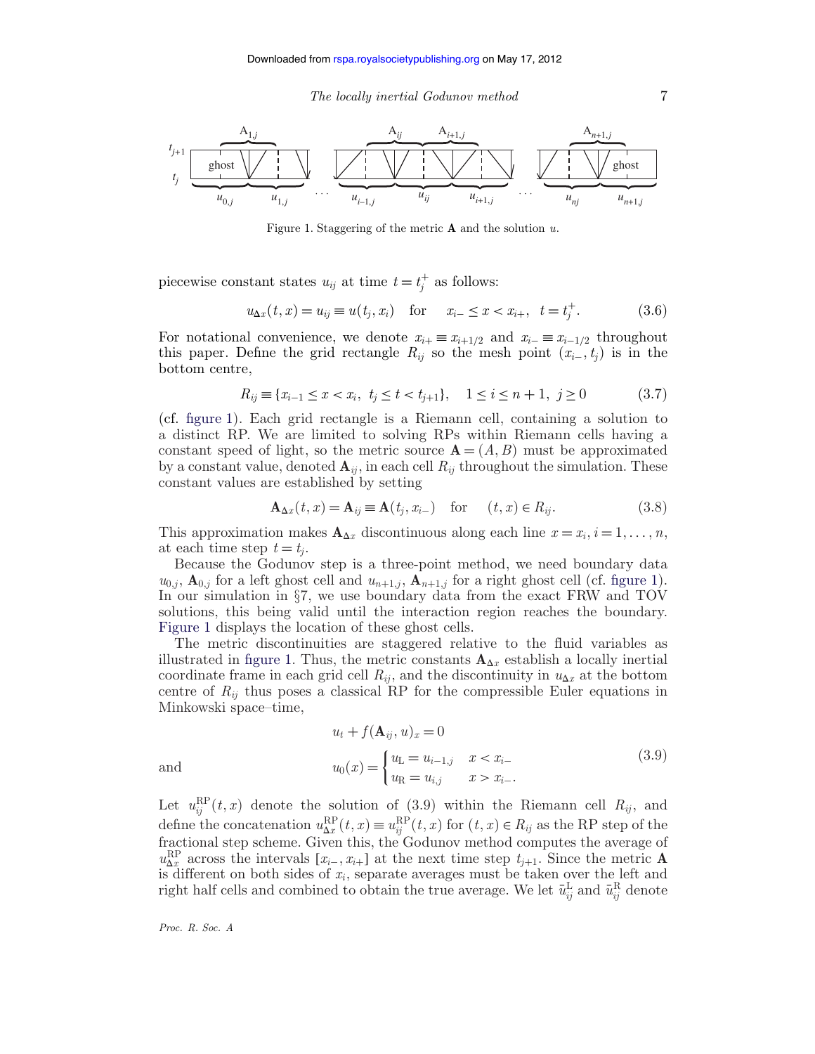Figure 1. Staggering of the metric $\mathbf{A}$ and the solution $u$.

piecewise constant states $u_{ij}$ at time $t = t_j^+$ as follows:

$$u_{\Delta x}(t, x) = u_{ij} \equiv u(t_j, x_i) \quad \text{for} \quad x_{i-} \leq x < x_{i+}, \quad t = t_j^+. \tag{3.6}$$

For notational convenience, we denote $x_{i+} \equiv x_{i+1/2}$ and $x_{i-} \equiv x_{i-1/2}$ throughout this paper. Define the grid rectangle $R_{ij}$ so the mesh point $(x_{i-}, t_j)$ is in the bottom centre,

$$R_{ij} \equiv \{x_{i-1} \leq x < x_i, \ t_j \leq t < t_{j+1}\}, \quad 1 \leq i \leq n+1, \ j \geq 0 \tag{3.7}$$

(cf. figure 1). Each grid rectangle is a Riemann cell, containing a solution to a distinct RP. We are limited to solving RPs within Riemann cells having a constant speed of light, so the metric source $\mathbf{A} = (A, B)$ must be approximated by a constant value, denoted $\mathbf{A}_{ij}$, in each cell $R_{ij}$ throughout the simulation. These constant values are established by setting

$$\mathbf{A}_{\Delta x}(t, x) = \mathbf{A}_{ij} \equiv \mathbf{A}(t_j, x_{i-}) \quad \text{for} \quad (t, x) \in R_{ij}. \tag{3.8}$$

This approximation makes $\mathbf{A}_{\Delta x}$ discontinuous along each line $x = x_i$, $i = 1, \ldots, n$, at each time step $t = t_j$.

Because the Godunov step is a three-point method, we need boundary data $u_{0,j}$, $\mathbf{A}_{0,j}$ for a left ghost cell and $u_{n+1,j}$, $\mathbf{A}_{n+1,j}$ for a right ghost cell (cf. figure 1). In our simulation in §7, we use boundary data from the exact FRW and TOV solutions, this being valid until the interaction region reaches the boundary. Figure 1 displays the location of these ghost cells.

The metric discontinuities are staggered relative to the fluid variables as illustrated in figure 1. Thus, the metric constants $\mathbf{A}_{\Delta x}$ establish a locally inertial coordinate frame in each grid cell $R_{ij}$, and the discontinuity in $u_{\Delta x}$ at the bottom centre of $R_{ij}$ thus poses a classical RP for the compressible Euler equations in Minkowski space–time,

$$u_t + f(\mathbf{A}_{ij}, u)_x = 0$$

and
$$u_0(x) = \begin{cases} u_{\mathrm{L}} = u_{i-1,j} & x < x_{i-} \\ u_{\mathrm{R}} = u_{i,j} & x > x_{i-}. \end{cases} \tag{3.9}$$

Let $u_{ij}^{\mathrm{RP}}(t, x)$ denote the solution of (3.9) within the Riemann cell $R_{ij}$, and define the concatenation $u_{\Delta x}^{\mathrm{RP}}(t, x) \equiv u_{ij}^{\mathrm{RP}}(t, x)$ for $(t, x) \in R_{ij}$ as the RP step of the fractional step scheme. Given this, the Godunov method computes the average of $u_{\Delta x}^{\mathrm{RP}}$ across the intervals $[x_{i-}, x_{i+}]$ at the next time step $t_{j+1}$. Since the metric $\mathbf{A}$ is different on both sides of $x_i$, separate averages must be taken over the left and right half cells and combined to obtain the true average. We let $\bar{u}_{ij}^{\mathrm{L}}$ and $\bar{u}_{ij}^{\mathrm{R}}$ denote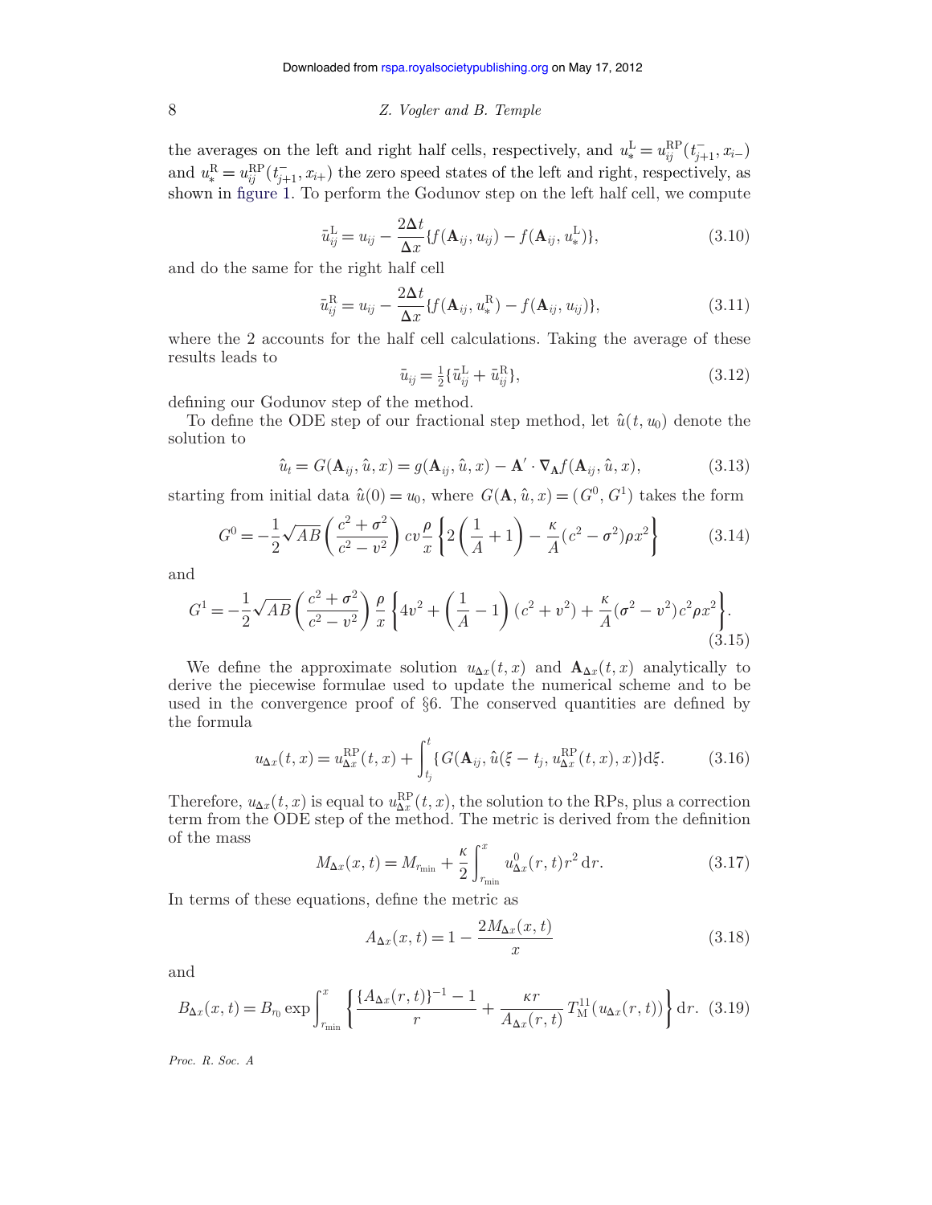the averages on the left and right half cells, respectively, and $u_*^{\mathrm{L}} = u_{ij}^{\mathrm{RP}}(t_{j+1}^-, x_{i-})$ and $u_*^{\mathrm{R}} = u_{ij}^{\mathrm{RP}}(t_{j+1}^-, x_{i+})$ the zero speed states of the left and right, respectively, as shown in figure 1. To perform the Godunov step on the left half cell, we compute

$$\bar{u}_{ij}^{\mathrm{L}} = u_{ij} - \frac{2\Delta t}{\Delta x}\{f(\mathbf{A}_{ij}, u_{ij}) - f(\mathbf{A}_{ij}, u_*^{\mathrm{L}})\}, \tag{3.10}$$

and do the same for the right half cell

$$\bar{u}_{ij}^{\mathrm{R}} = u_{ij} - \frac{2\Delta t}{\Delta x}\{f(\mathbf{A}_{ij}, u_*^{\mathrm{R}}) - f(\mathbf{A}_{ij}, u_{ij})\}, \tag{3.11}$$

where the 2 accounts for the half cell calculations. Taking the average of these results leads to

$$\bar{u}_{ij} = \tfrac{1}{2}\{\bar{u}_{ij}^{\mathrm{L}} + \bar{u}_{ij}^{\mathrm{R}}\}, \tag{3.12}$$

defining our Godunov step of the method.

To define the ODE step of our fractional step method, let $\hat{u}(t, u_0)$ denote the solution to

$$\hat{u}_t = G(\mathbf{A}_{ij}, \hat{u}, x) = g(\mathbf{A}_{ij}, \hat{u}, x) - \mathbf{A}' \cdot \nabla_{\mathbf{A}} f(\mathbf{A}_{ij}, \hat{u}, x), \tag{3.13}$$

starting from initial data $\hat{u}(0) = u_0$, where $G(\mathbf{A}, \hat{u}, x) = (G^0, G^1)$ takes the form

$$G^0 = -\frac{1}{2}\sqrt{AB}\left(\frac{c^2+\sigma^2}{c^2-v^2}\right) cv\frac{\rho}{x}\left\{2\left(\frac{1}{A}+1\right) - \frac{\kappa}{A}(c^2-\sigma^2)\rho x^2\right\} \tag{3.14}$$

and

$$G^1 = -\frac{1}{2}\sqrt{AB}\left(\frac{c^2+\sigma^2}{c^2-v^2}\right)\frac{\rho}{x}\left\{4v^2 + \left(\frac{1}{A}-1\right)(c^2+v^2) + \frac{\kappa}{A}(\sigma^2-v^2)c^2\rho x^2\right\}. \tag{3.15}$$

We define the approximate solution $u_{\Delta x}(t, x)$ and $\mathbf{A}_{\Delta x}(t, x)$ analytically to derive the piecewise formulae used to update the numerical scheme and to be used in the convergence proof of §6. The conserved quantities are defined by the formula

$$u_{\Delta x}(t, x) = u_{\Delta x}^{\mathrm{RP}}(t, x) + \int_{t_j}^{t}\{G(\mathbf{A}_{ij}, \hat{u}(\xi - t_j, u_{\Delta x}^{\mathrm{RP}}(t, x), x)\}\mathrm{d}\xi. \tag{3.16}$$

Therefore, $u_{\Delta x}(t, x)$ is equal to $u_{\Delta x}^{\mathrm{RP}}(t, x)$, the solution to the RPs, plus a correction term from the ODE step of the method. The metric is derived from the definition of the mass

$$M_{\Delta x}(x, t) = M_{r_{\min}} + \frac{\kappa}{2}\int_{r_{\min}}^{x} u_{\Delta x}^0(r, t) r^2\,\mathrm{d}r. \tag{3.17}$$

In terms of these equations, define the metric as

$$A_{\Delta x}(x, t) = 1 - \frac{2M_{\Delta x}(x, t)}{x} \tag{3.18}$$

and

$$B_{\Delta x}(x, t) = B_{r_0}\exp\int_{r_{\min}}^{x}\left\{\frac{\{A_{\Delta x}(r, t)\}^{-1} - 1}{r} + \frac{\kappa r}{A_{\Delta x}(r, t)}\,T_{\mathrm{M}}^{11}(u_{\Delta x}(r, t))\right\}\mathrm{d}r. \tag{3.19}$$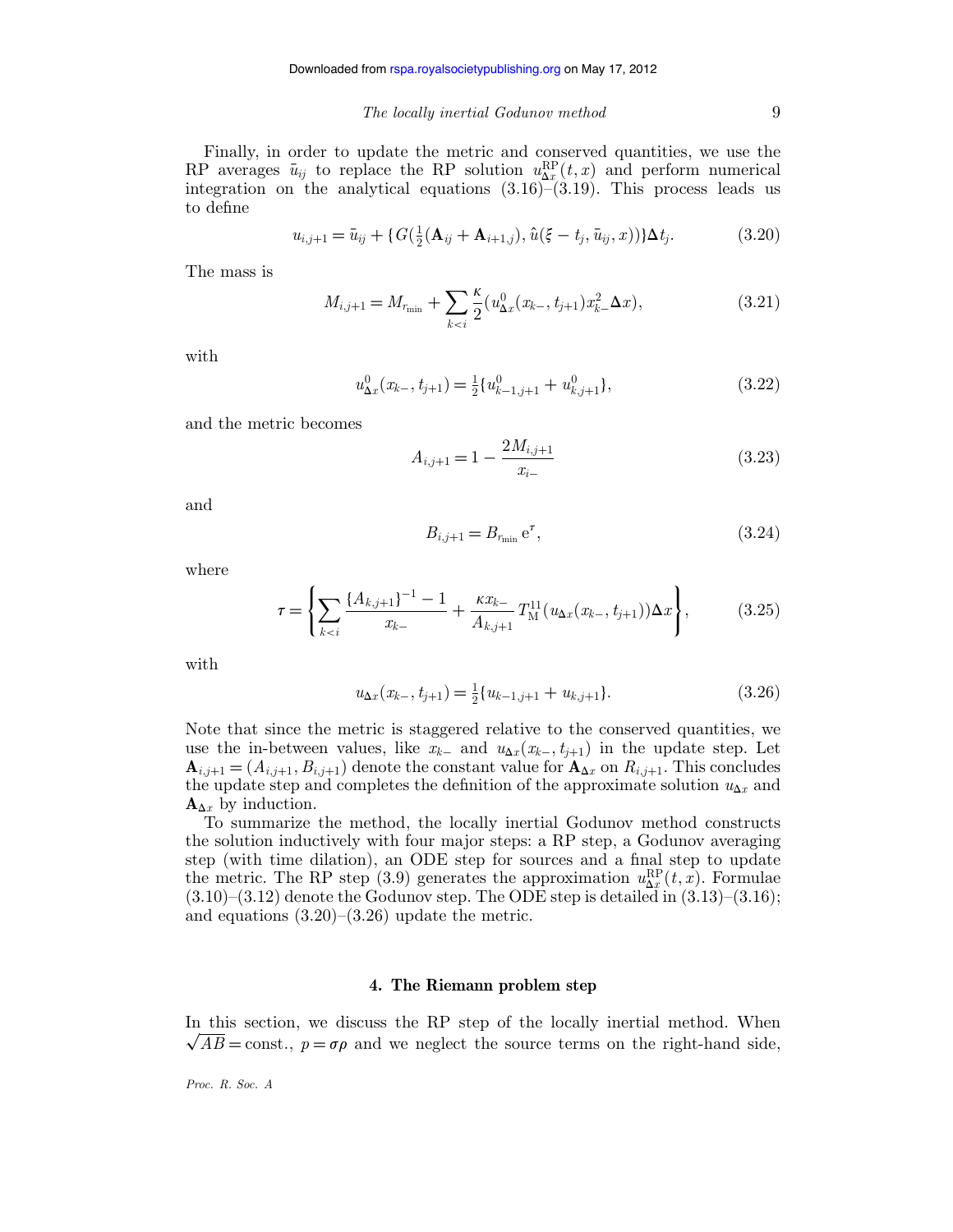Finally, in order to update the metric and conserved quantities, we use the RP averages $\bar{u}_{ij}$ to replace the RP solution $u^{\mathrm{RP}}_{\Delta x}(t,x)$ and perform numerical integration on the analytical equations (3.16)–(3.19). This process leads us to define

$$u_{i,j+1} = \bar{u}_{ij} + \{G(\tfrac{1}{2}(\mathbf{A}_{ij} + \mathbf{A}_{i+1,j}), \hat{u}(\xi - t_j, \bar{u}_{ij}, x))\}\Delta t_j. \tag{3.20}$$

The mass is

$$M_{i,j+1} = M_{r_{\min}} + \sum_{k<i} \frac{\kappa}{2}(u^0_{\Delta x}(x_{k-}, t_{j+1})x^2_{k-}\Delta x), \tag{3.21}$$

with

$$u^0_{\Delta x}(x_{k-}, t_{j+1}) = \tfrac{1}{2}\{u^0_{k-1,j+1} + u^0_{k,j+1}\}, \tag{3.22}$$

and the metric becomes

$$A_{i,j+1} = 1 - \frac{2M_{i,j+1}}{x_{i-}} \tag{3.23}$$

and

$$B_{i,j+1} = B_{r_{\min}} \mathrm{e}^{\tau}, \tag{3.24}$$

where

$$\tau = \left\{\sum_{k<i} \frac{\{A_{k,j+1}\}^{-1} - 1}{x_{k-}} + \frac{\kappa x_{k-}}{A_{k,j+1}} T^{11}_{\mathrm{M}}(u_{\Delta x}(x_{k-}, t_{j+1}))\Delta x\right\}, \tag{3.25}$$

with

$$u_{\Delta x}(x_{k-}, t_{j+1}) = \tfrac{1}{2}\{u_{k-1,j+1} + u_{k,j+1}\}. \tag{3.26}$$

Note that since the metric is staggered relative to the conserved quantities, we use the in-between values, like $x_{k-}$ and $u_{\Delta x}(x_{k-}, t_{j+1})$ in the update step. Let $\mathbf{A}_{i,j+1} = (A_{i,j+1}, B_{i,j+1})$ denote the constant value for $\mathbf{A}_{\Delta x}$ on $R_{i,j+1}$. This concludes the update step and completes the definition of the approximate solution $u_{\Delta x}$ and $\mathbf{A}_{\Delta x}$ by induction.

To summarize the method, the locally inertial Godunov method constructs the solution inductively with four major steps: a RP step, a Godunov averaging step (with time dilation), an ODE step for sources and a final step to update the metric. The RP step (3.9) generates the approximation $u^{\mathrm{RP}}_{\Delta x}(t,x)$. Formulae (3.10)–(3.12) denote the Godunov step. The ODE step is detailed in (3.13)–(3.16); and equations (3.20)–(3.26) update the metric.

## 4. The Riemann problem step

In this section, we discuss the RP step of the locally inertial method. When $\sqrt{AB} = \text{const.}$, $p = \sigma\rho$ and we neglect the source terms on the right-hand side,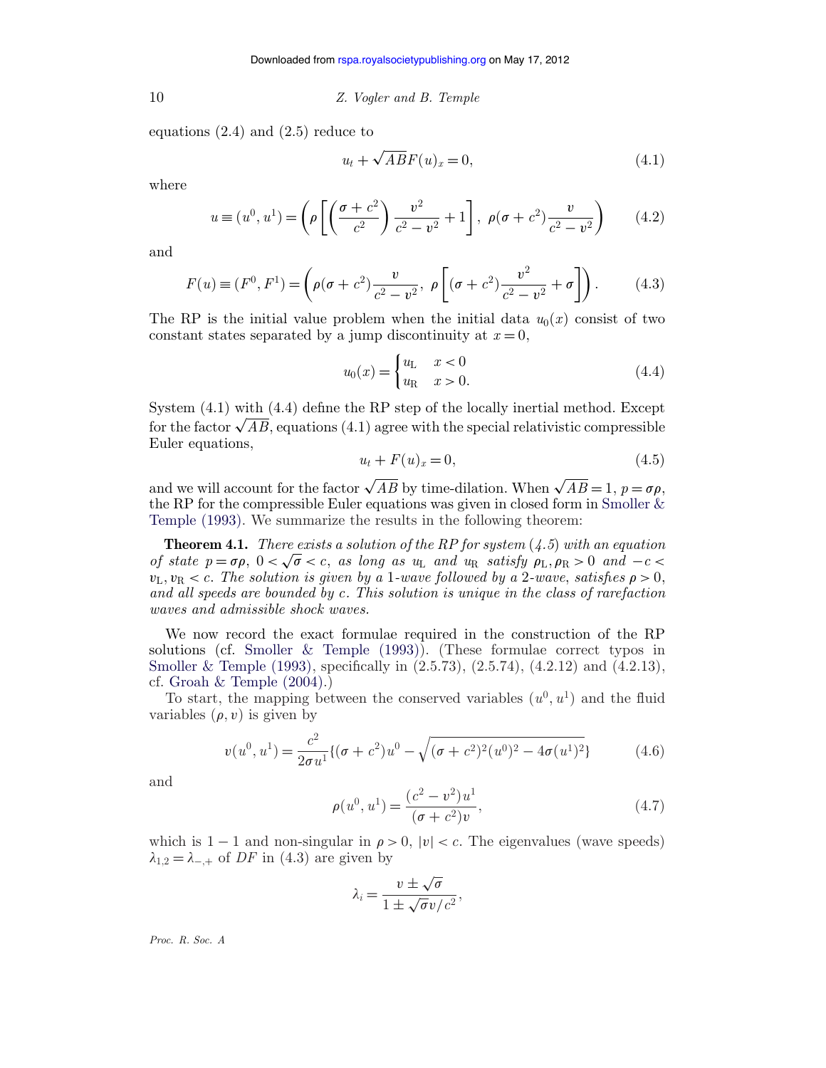equations (2.4) and (2.5) reduce to

$$u_t + \sqrt{AB}F(u)_x = 0, \tag{4.1}$$

where

$$u \equiv (u^0, u^1) = \left(\rho\left[\left(\frac{\sigma + c^2}{c^2}\right)\frac{v^2}{c^2 - v^2} + 1\right],\ \rho(\sigma + c^2)\frac{v}{c^2 - v^2}\right) \tag{4.2}$$

and

$$F(u) \equiv (F^0, F^1) = \left(\rho(\sigma + c^2)\frac{v}{c^2 - v^2},\ \rho\left[(\sigma + c^2)\frac{v^2}{c^2 - v^2} + \sigma\right]\right). \tag{4.3}$$

The RP is the initial value problem when the initial data $u_0(x)$ consist of two constant states separated by a jump discontinuity at $x = 0$,

$$u_0(x) = \begin{cases} u_{\mathrm{L}} & x < 0 \\ u_{\mathrm{R}} & x > 0. \end{cases} \tag{4.4}$$

System (4.1) with (4.4) define the RP step of the locally inertial method. Except for the factor $\sqrt{AB}$, equations (4.1) agree with the special relativistic compressible Euler equations,

$$u_t + F(u)_x = 0, \tag{4.5}$$

and we will account for the factor $\sqrt{AB}$ by time-dilation. When $\sqrt{AB} = 1$, $p = \sigma\rho$, the RP for the compressible Euler equations was given in closed form in Smoller & Temple (1993). We summarize the results in the following theorem:

**Theorem 4.1.** *There exists a solution of the RP for system (4.5) with an equation of state* $p = \sigma\rho$, $0 < \sqrt{\sigma} < c$, *as long as* $u_{\mathrm{L}}$ *and* $u_{\mathrm{R}}$ *satisfy* $\rho_{\mathrm{L}}, \rho_{\mathrm{R}} > 0$ *and* $-c < v_{\mathrm{L}}, v_{\mathrm{R}} < c$. *The solution is given by a 1-wave followed by a 2-wave, satisfies* $\rho > 0$, *and all speeds are bounded by* $c$. *This solution is unique in the class of rarefaction waves and admissible shock waves.*

We now record the exact formulae required in the construction of the RP solutions (cf. Smoller & Temple (1993)). (These formulae correct typos in Smoller & Temple (1993), specifically in (2.5.73), (2.5.74), (4.2.12) and (4.2.13), cf. Groah & Temple (2004).)

To start, the mapping between the conserved variables $(u^0, u^1)$ and the fluid variables $(\rho, v)$ is given by

$$v(u^0, u^1) = \frac{c^2}{2\sigma u^1}\{(\sigma + c^2)u^0 - \sqrt{(\sigma + c^2)^2(u^0)^2 - 4\sigma(u^1)^2}\} \tag{4.6}$$

and

$$\rho(u^0, u^1) = \frac{(c^2 - v^2)u^1}{(\sigma + c^2)v}, \tag{4.7}$$

which is $1-1$ and non-singular in $\rho > 0$, $|v| < c$. The eigenvalues (wave speeds) $\lambda_{1,2} = \lambda_{-,+}$ of $DF$ in (4.3) are given by

$$\lambda_i = \frac{v \pm \sqrt{\sigma}}{1 \pm \sqrt{\sigma}v/c^2},$$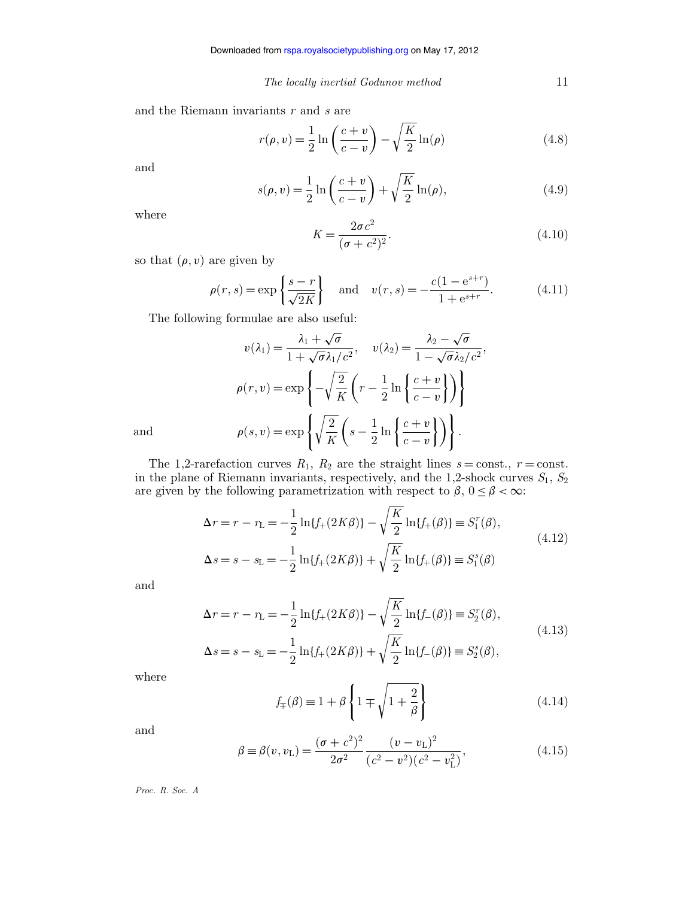and the Riemann invariants $r$ and $s$ are

$$r(\rho, v) = \frac{1}{2} \ln\left(\frac{c+v}{c-v}\right) - \sqrt{\frac{K}{2}} \ln(\rho) \tag{4.8}$$

and

$$s(\rho, v) = \frac{1}{2} \ln\left(\frac{c+v}{c-v}\right) + \sqrt{\frac{K}{2}} \ln(\rho), \tag{4.9}$$

where

$$K = \frac{2\sigma c^2}{(\sigma + c^2)^2}. \tag{4.10}$$

so that $(\rho, v)$ are given by

$$\rho(r, s) = \exp\left\{\frac{s-r}{\sqrt{2K}}\right\} \quad \text{and} \quad v(r, s) = -\frac{c(1 - \mathrm{e}^{s+r})}{1 + \mathrm{e}^{s+r}}. \tag{4.11}$$

The following formulae are also useful:

$$v(\lambda_1) = \frac{\lambda_1 + \sqrt{\sigma}}{1 + \sqrt{\sigma}\lambda_1/c^2}, \quad v(\lambda_2) = \frac{\lambda_2 - \sqrt{\sigma}}{1 - \sqrt{\sigma}\lambda_2/c^2},$$

$$\rho(r, v) = \exp\left\{-\sqrt{\frac{2}{K}}\left(r - \frac{1}{2}\ln\left\{\frac{c+v}{c-v}\right\}\right)\right\}$$

and

$$\rho(s, v) = \exp\left\{\sqrt{\frac{2}{K}}\left(s - \frac{1}{2}\ln\left\{\frac{c+v}{c-v}\right\}\right)\right\}.$$

The 1,2-rarefaction curves $R_1$, $R_2$ are the straight lines $s = \text{const.}$, $r = \text{const.}$ in the plane of Riemann invariants, respectively, and the 1,2-shock curves $S_1$, $S_2$ are given by the following parametrization with respect to $\beta$, $0 \leq \beta < \infty$:

$$\begin{aligned}
\Delta r = r - r_{\mathrm{L}} &= -\frac{1}{2}\ln\{f_{+}(2K\beta)\} - \sqrt{\frac{K}{2}}\ln\{f_{+}(\beta)\} \equiv S_1^r(\beta), \\
\Delta s = s - s_{\mathrm{L}} &= -\frac{1}{2}\ln\{f_{+}(2K\beta)\} + \sqrt{\frac{K}{2}}\ln\{f_{+}(\beta)\} \equiv S_1^s(\beta)
\end{aligned} \tag{4.12}$$

and

$$\begin{aligned}
\Delta r = r - r_{\mathrm{L}} &= -\frac{1}{2}\ln\{f_{+}(2K\beta)\} - \sqrt{\frac{K}{2}}\ln\{f_{-}(\beta)\} \equiv S_2^r(\beta), \\
\Delta s = s - s_{\mathrm{L}} &= -\frac{1}{2}\ln\{f_{+}(2K\beta)\} + \sqrt{\frac{K}{2}}\ln\{f_{-}(\beta)\} \equiv S_2^s(\beta),
\end{aligned} \tag{4.13}$$

where

$$f_{\mp}(\beta) \equiv 1 + \beta\left\{1 \mp \sqrt{1 + \frac{2}{\beta}}\right\} \tag{4.14}$$

and

$$\beta \equiv \beta(v, v_{\mathrm{L}}) = \frac{(\sigma + c^2)^2}{2\sigma^2} \frac{(v - v_{\mathrm{L}})^2}{(c^2 - v^2)(c^2 - v_{\mathrm{L}}^2)}, \tag{4.15}$$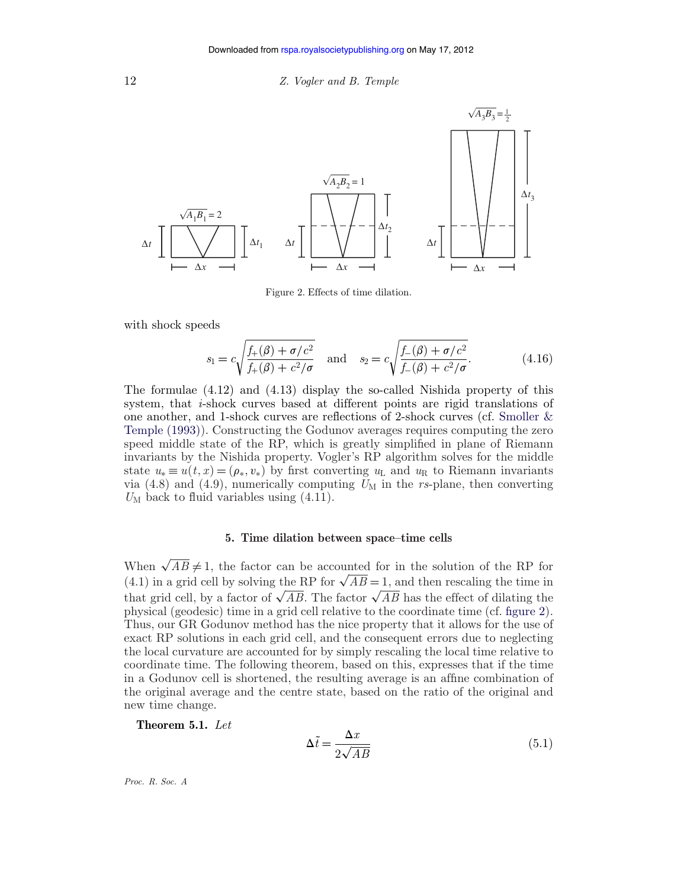Figure 2. Effects of time dilation.

with shock speeds

$$s_1 = c\sqrt{\frac{f_+(\beta) + \sigma/c^2}{f_+(\beta) + c^2/\sigma}} \quad \text{and} \quad s_2 = c\sqrt{\frac{f_-(\beta) + \sigma/c^2}{f_-(\beta) + c^2/\sigma}}. \tag{4.16}$$

The formulae (4.12) and (4.13) display the so-called Nishida property of this system, that $i$-shock curves based at different points are rigid translations of one another, and 1-shock curves are reflections of 2-shock curves (cf. Smoller & Temple (1993)). Constructing the Godunov averages requires computing the zero speed middle state of the RP, which is greatly simplified in plane of Riemann invariants by the Nishida property. Vogler's RP algorithm solves for the middle state $u_* \equiv u(t, x) = (\rho_*, v_*)$ by first converting $u_L$ and $u_R$ to Riemann invariants via (4.8) and (4.9), numerically computing $U_M$ in the $rs$-plane, then converting $U_M$ back to fluid variables using (4.11).

## 5. Time dilation between space–time cells

When $\sqrt{AB} \neq 1$, the factor can be accounted for in the solution of the RP for (4.1) in a grid cell by solving the RP for $\sqrt{AB} = 1$, and then rescaling the time in that grid cell, by a factor of $\sqrt{AB}$. The factor $\sqrt{AB}$ has the effect of dilating the physical (geodesic) time in a grid cell relative to the coordinate time (cf. figure 2). Thus, our GR Godunov method has the nice property that it allows for the use of exact RP solutions in each grid cell, and the consequent errors due to neglecting the local curvature are accounted for by simply rescaling the local time relative to coordinate time. The following theorem, based on this, expresses that if the time in a Godunov cell is shortened, the resulting average is an affine combination of the original average and the centre state, based on the ratio of the original and new time change.

**Theorem 5.1.** *Let*

$$\Delta\tilde{t} = \frac{\Delta x}{2\sqrt{AB}} \tag{5.1}$$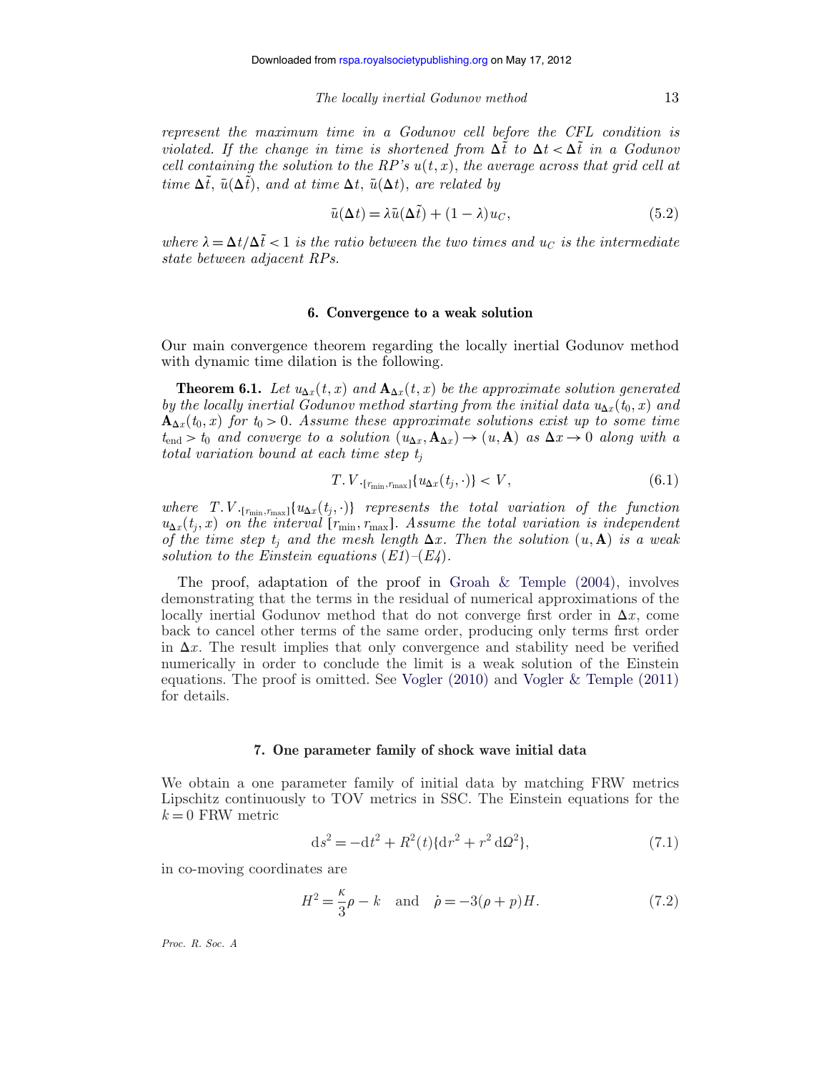*represent the maximum time in a Godunov cell before the CFL condition is violated. If the change in time is shortened from $\Delta\tilde{t}$ to $\Delta t < \Delta\tilde{t}$ in a Godunov cell containing the solution to the RP's $u(t,x)$, the average across that grid cell at time $\Delta\tilde{t}$, $\bar{u}(\Delta\tilde{t})$, and at time $\Delta t$, $\bar{u}(\Delta t)$, are related by*

$$\bar{u}(\Delta t) = \lambda \bar{u}(\Delta\tilde{t}) + (1-\lambda)u_C, \tag{5.2}$$

*where $\lambda = \Delta t/\Delta\tilde{t} < 1$ is the ratio between the two times and $u_C$ is the intermediate state between adjacent RPs.*

## 6. Convergence to a weak solution

Our main convergence theorem regarding the locally inertial Godunov method with dynamic time dilation is the following.

**Theorem 6.1.** *Let $u_{\Delta x}(t,x)$ and $\mathbf{A}_{\Delta x}(t,x)$ be the approximate solution generated by the locally inertial Godunov method starting from the initial data $u_{\Delta x}(t_0,x)$ and $\mathbf{A}_{\Delta x}(t_0,x)$ for $t_0 > 0$. Assume these approximate solutions exist up to some time $t_{\text{end}} > t_0$ and converge to a solution $(u_{\Delta x}, \mathbf{A}_{\Delta x}) \to (u, \mathbf{A})$ as $\Delta x \to 0$ along with a total variation bound at each time step $t_j$*

$$T.V._{[r_{\min}, r_{\max}]}\{u_{\Delta x}(t_j,\cdot)\} < V, \tag{6.1}$$

*where $T.V._{[r_{\min}, r_{\max}]}\{u_{\Delta x}(t_j,\cdot)\}$ represents the total variation of the function $u_{\Delta x}(t_j,x)$ on the interval $[r_{\min}, r_{\max}]$. Assume the total variation is independent of the time step $t_j$ and the mesh length $\Delta x$. Then the solution $(u, \mathbf{A})$ is a weak solution to the Einstein equations (E1)–(E4).*

The proof, adaptation of the proof in Groah & Temple (2004), involves demonstrating that the terms in the residual of numerical approximations of the locally inertial Godunov method that do not converge first order in $\Delta x$, come back to cancel other terms of the same order, producing only terms first order in $\Delta x$. The result implies that only convergence and stability need be verified numerically in order to conclude the limit is a weak solution of the Einstein equations. The proof is omitted. See Vogler (2010) and Vogler & Temple (2011) for details.

## 7. One parameter family of shock wave initial data

We obtain a one parameter family of initial data by matching FRW metrics Lipschitz continuously to TOV metrics in SSC. The Einstein equations for the $k=0$ FRW metric

$$\mathrm{d}s^2 = -\mathrm{d}t^2 + R^2(t)\{\mathrm{d}r^2 + r^2\,\mathrm{d}\Omega^2\}, \tag{7.1}$$

in co-moving coordinates are

$$H^2 = \frac{\kappa}{3}\rho - k \quad \text{and} \quad \dot{\rho} = -3(\rho + p)H. \tag{7.2}$$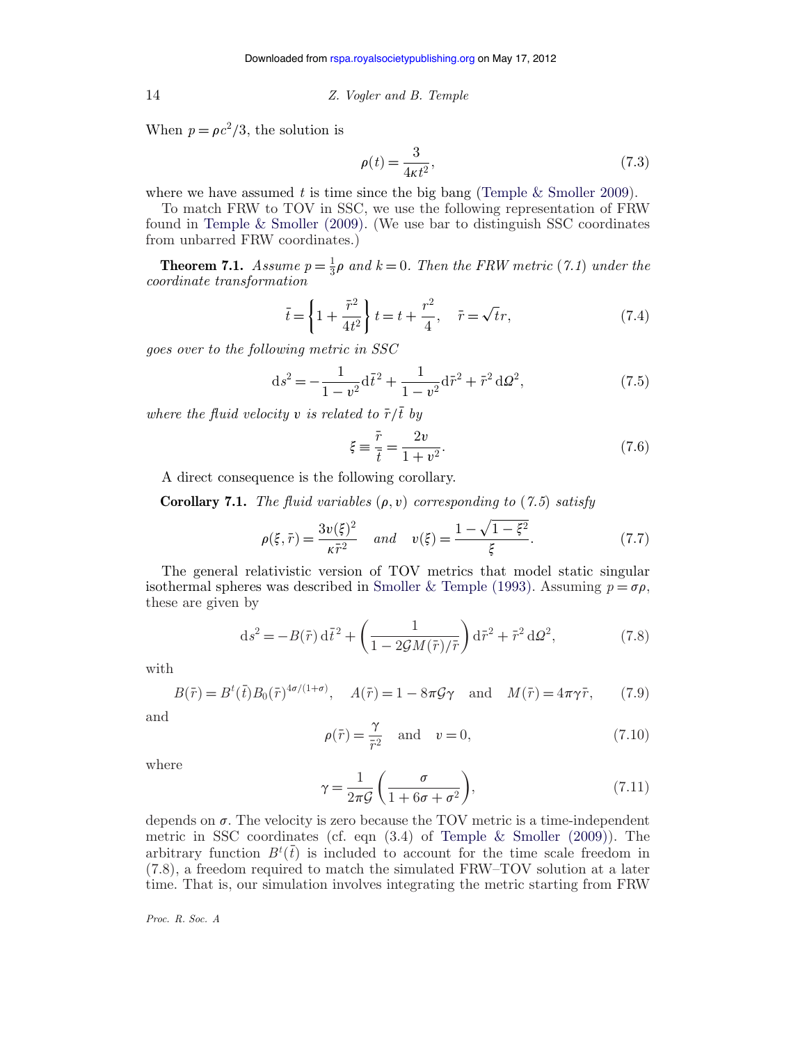When $p = \rho c^2/3$, the solution is

$$\rho(t) = \frac{3}{4\kappa t^2}, \tag{7.3}$$

where we have assumed $t$ is time since the big bang (Temple & Smoller 2009).

To match FRW to TOV in SSC, we use the following representation of FRW found in Temple & Smoller (2009). (We use bar to distinguish SSC coordinates from unbarred FRW coordinates.)

**Theorem 7.1.** *Assume $p = \frac{1}{3}\rho$ and $k = 0$. Then the FRW metric (7.1) under the coordinate transformation*

$$\bar{t} = \left\{1 + \frac{\bar{r}^2}{4t^2}\right\} t = t + \frac{r^2}{4}, \quad \bar{r} = \sqrt{t}\, r, \tag{7.4}$$

*goes over to the following metric in SSC*

$$\mathrm{d}s^2 = -\frac{1}{1-v^2}\mathrm{d}\bar{t}^2 + \frac{1}{1-v^2}\mathrm{d}\bar{r}^2 + \bar{r}^2\,\mathrm{d}\Omega^2, \tag{7.5}$$

*where the fluid velocity $v$ is related to $\bar{r}/\bar{t}$ by*

$$\xi \equiv \frac{\bar{r}}{\bar{t}} = \frac{2v}{1+v^2}. \tag{7.6}$$

A direct consequence is the following corollary.

**Corollary 7.1.** *The fluid variables $(\rho, v)$ corresponding to (7.5) satisfy*

$$\rho(\xi, \bar{r}) = \frac{3v(\xi)^2}{\kappa \bar{r}^2} \quad \text{and} \quad v(\xi) = \frac{1 - \sqrt{1-\xi^2}}{\xi}. \tag{7.7}$$

The general relativistic version of TOV metrics that model static singular isothermal spheres was described in Smoller & Temple (1993). Assuming $p = \sigma\rho$, these are given by

$$\mathrm{d}s^2 = -B(\bar{r})\,\mathrm{d}\bar{t}^2 + \left(\frac{1}{1 - 2\mathcal{G}M(\bar{r})/\bar{r}}\right)\mathrm{d}\bar{r}^2 + \bar{r}^2\,\mathrm{d}\Omega^2, \tag{7.8}$$

with

$$B(\bar{r}) = B^t(\bar{t})B_0(\bar{r})^{4\sigma/(1+\sigma)}, \quad A(\bar{r}) = 1 - 8\pi\mathcal{G}\gamma \quad \text{and} \quad M(\bar{r}) = 4\pi\gamma\bar{r}, \tag{7.9}$$

and

$$\rho(\bar{r}) = \frac{\gamma}{\bar{r}^2} \quad \text{and} \quad v = 0, \tag{7.10}$$

where

$$\gamma = \frac{1}{2\pi\mathcal{G}}\left(\frac{\sigma}{1 + 6\sigma + \sigma^2}\right), \tag{7.11}$$

depends on $\sigma$. The velocity is zero because the TOV metric is a time-independent metric in SSC coordinates (cf. eqn (3.4) of Temple & Smoller (2009)). The arbitrary function $B^t(\bar{t})$ is included to account for the time scale freedom in (7.8), a freedom required to match the simulated FRW–TOV solution at a later time. That is, our simulation involves integrating the metric starting from FRW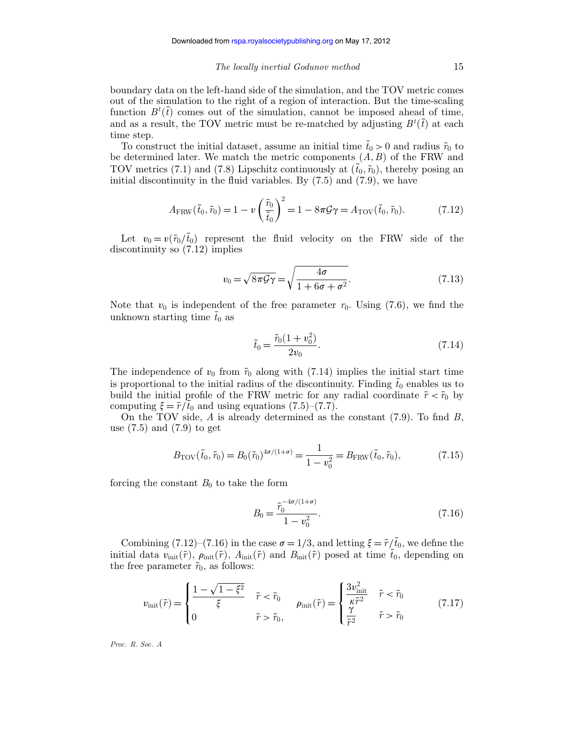boundary data on the left-hand side of the simulation, and the TOV metric comes out of the simulation to the right of a region of interaction. But the time-scaling function $B^t(\bar{t})$ comes out of the simulation, cannot be imposed ahead of time, and as a result, the TOV metric must be re-matched by adjusting $B^t(\bar{t})$ at each time step.

To construct the initial dataset, assume an initial time $\bar{t}_0 > 0$ and radius $\bar{r}_0$ to be determined later. We match the metric components $(A, B)$ of the FRW and TOV metrics (7.1) and (7.8) Lipschitz continuously at $(\bar{t}_0, \bar{r}_0)$, thereby posing an initial discontinuity in the fluid variables. By (7.5) and (7.9), we have

$$A_{\mathrm{FRW}}(\bar{t}_0, \bar{r}_0) = 1 - v\left(\frac{\bar{r}_0}{\bar{t}_0}\right)^2 = 1 - 8\pi\mathcal{G}\gamma = A_{\mathrm{TOV}}(\bar{t}_0, \bar{r}_0). \tag{7.12}$$

Let $v_0 = v(\bar{r}_0/\bar{t}_0)$ represent the fluid velocity on the FRW side of the discontinuity so (7.12) implies

$$v_0 = \sqrt{8\pi\mathcal{G}\gamma} = \sqrt{\frac{4\sigma}{1 + 6\sigma + \sigma^2}}. \tag{7.13}$$

Note that $v_0$ is independent of the free parameter $r_0$. Using (7.6), we find the unknown starting time $\bar{t}_0$ as

$$\bar{t}_0 = \frac{\bar{r}_0(1 + v_0^2)}{2v_0}. \tag{7.14}$$

The independence of $v_0$ from $\bar{r}_0$ along with (7.14) implies the initial start time is proportional to the initial radius of the discontinuity. Finding $\bar{t}_0$ enables us to build the initial profile of the FRW metric for any radial coordinate $\bar{r} < \bar{r}_0$ by computing $\xi = \bar{r}/\bar{t}_0$ and using equations (7.5)–(7.7).

On the TOV side, $A$ is already determined as the constant (7.9). To find $B$, use (7.5) and (7.9) to get

$$B_{\mathrm{TOV}}(\bar{t}_0, \bar{r}_0) = B_0(\bar{r}_0)^{4\sigma/(1+\sigma)} = \frac{1}{1 - v_0^2} = B_{\mathrm{FRW}}(\bar{t}_0, \bar{r}_0), \tag{7.15}$$

forcing the constant $B_0$ to take the form

$$B_0 = \frac{\bar{r}_0^{-4\sigma/(1+\sigma)}}{1 - v_0^2}. \tag{7.16}$$

Combining (7.12)–(7.16) in the case $\sigma = 1/3$, and letting $\xi = \bar{r}/\bar{t}_0$, we define the initial data $v_{\mathrm{init}}(\bar{r})$, $\rho_{\mathrm{init}}(\bar{r})$, $A_{\mathrm{init}}(\bar{r})$ and $B_{\mathrm{init}}(\bar{r})$ posed at time $\bar{t}_0$, depending on the free parameter $\bar{r}_0$, as follows:

$$v_{\mathrm{init}}(\bar{r}) = \begin{cases} \dfrac{1 - \sqrt{1 - \xi^2}}{\xi} & \bar{r} < \bar{r}_0 \\ 0 & \bar{r} > \bar{r}_0, \end{cases} \qquad \rho_{\mathrm{init}}(\bar{r}) = \begin{cases} \dfrac{3v_{\mathrm{init}}^2}{\kappa\bar{r}^2} & \bar{r} < \bar{r}_0 \\ \dfrac{\gamma}{\bar{r}^2} & \bar{r} > \bar{r}_0 \end{cases} \tag{7.17}$$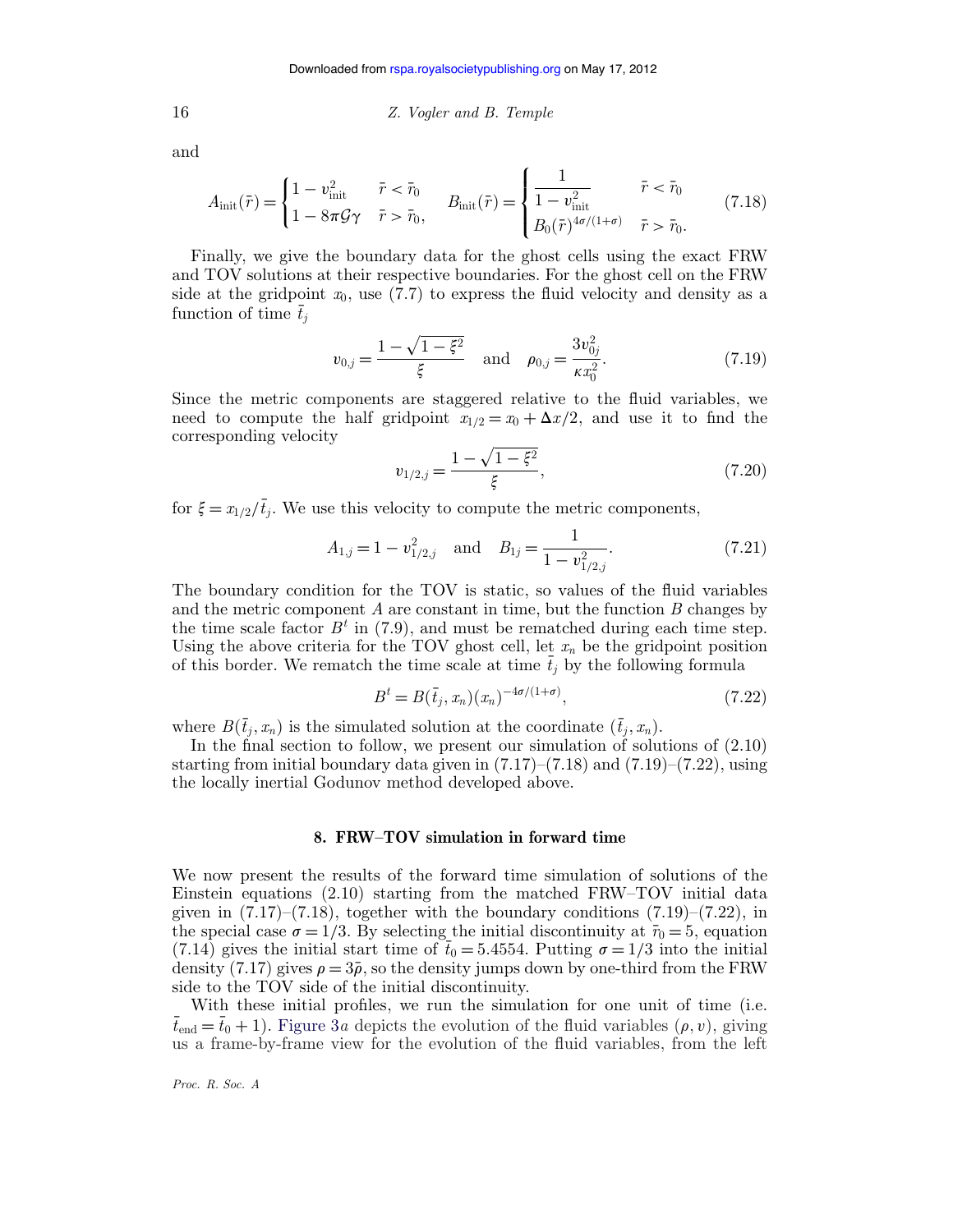and

$$A_{\text{init}}(\bar{r}) = \begin{cases} 1 - v_{\text{init}}^2 & \bar{r} < \bar{r}_0 \\ 1 - 8\pi\mathcal{G}\gamma & \bar{r} > \bar{r}_0, \end{cases} \qquad B_{\text{init}}(\bar{r}) = \begin{cases} \dfrac{1}{1 - v_{\text{init}}^2} & \bar{r} < \bar{r}_0 \\ B_0(\bar{r})^{4\sigma/(1+\sigma)} & \bar{r} > \bar{r}_0. \end{cases} \tag{7.18}$$

Finally, we give the boundary data for the ghost cells using the exact FRW and TOV solutions at their respective boundaries. For the ghost cell on the FRW side at the gridpoint $x_0$, use (7.7) to express the fluid velocity and density as a function of time $\bar{t}_j$

$$v_{0,j} = \frac{1 - \sqrt{1 - \xi^2}}{\xi} \quad \text{and} \quad \rho_{0,j} = \frac{3v_{0j}^2}{\kappa x_0^2}. \tag{7.19}$$

Since the metric components are staggered relative to the fluid variables, we need to compute the half gridpoint $x_{1/2} = x_0 + \Delta x/2$, and use it to find the corresponding velocity

$$v_{1/2,j} = \frac{1 - \sqrt{1 - \xi^2}}{\xi}, \tag{7.20}$$

for $\xi = x_{1/2}/\bar{t}_j$. We use this velocity to compute the metric components,

$$A_{1,j} = 1 - v_{1/2,j}^2 \quad \text{and} \quad B_{1j} = \frac{1}{1 - v_{1/2,j}^2}. \tag{7.21}$$

The boundary condition for the TOV is static, so values of the fluid variables and the metric component $A$ are constant in time, but the function $B$ changes by the time scale factor $B^t$ in (7.9), and must be rematched during each time step. Using the above criteria for the TOV ghost cell, let $x_n$ be the gridpoint position of this border. We rematch the time scale at time $\bar{t}_j$ by the following formula

$$B^t = B(\bar{t}_j, x_n)(x_n)^{-4\sigma/(1+\sigma)}, \tag{7.22}$$

where $B(\bar{t}_j, x_n)$ is the simulated solution at the coordinate $(\bar{t}_j, x_n)$.

In the final section to follow, we present our simulation of solutions of (2.10) starting from initial boundary data given in (7.17)–(7.18) and (7.19)–(7.22), using the locally inertial Godunov method developed above.

## 8. FRW–TOV simulation in forward time

We now present the results of the forward time simulation of solutions of the Einstein equations (2.10) starting from the matched FRW–TOV initial data given in (7.17)–(7.18), together with the boundary conditions (7.19)–(7.22), in the special case $\sigma = 1/3$. By selecting the initial discontinuity at $\bar{r}_0 = 5$, equation (7.14) gives the initial start time of $\bar{t}_0 = 5.4554$. Putting $\sigma = 1/3$ into the initial density (7.17) gives $\rho = 3\bar{\rho}$, so the density jumps down by one-third from the FRW side to the TOV side of the initial discontinuity.

With these initial profiles, we run the simulation for one unit of time (i.e. $\bar{t}_{\text{end}} = \bar{t}_0 + 1$). Figure 3*a* depicts the evolution of the fluid variables $(\rho, v)$, giving us a frame-by-frame view for the evolution of the fluid variables, from the left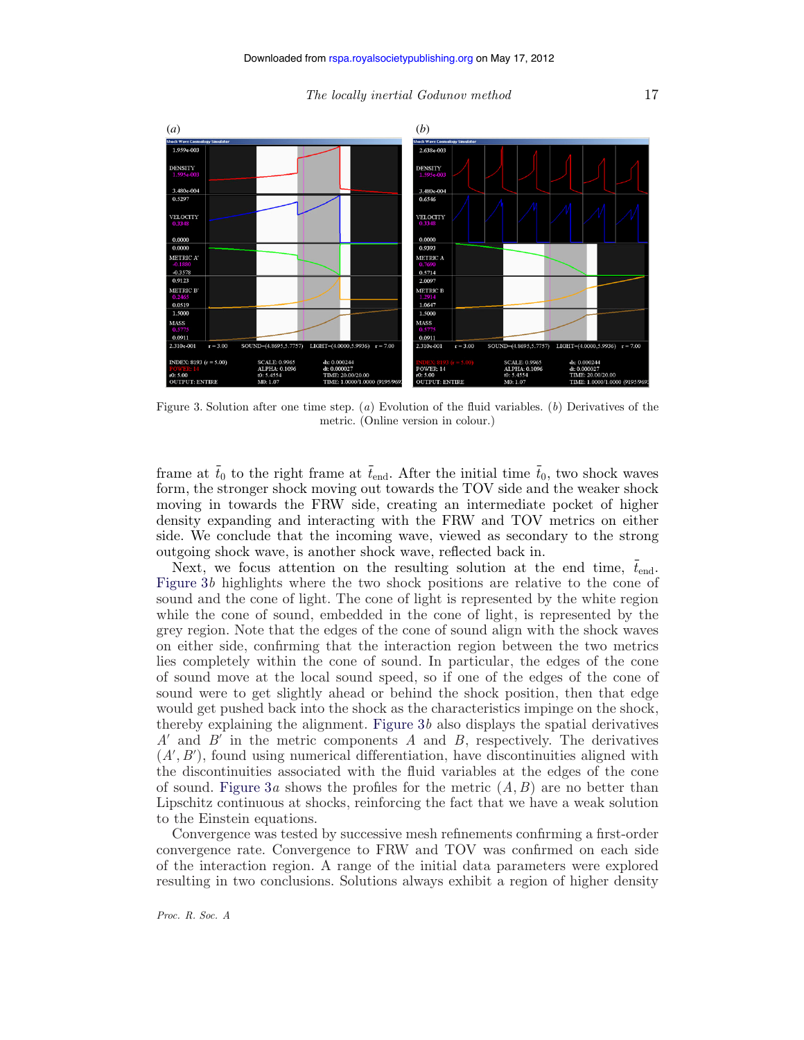(a)

(b)

Figure 3. Solution after one time step. (*a*) Evolution of the fluid variables. (*b*) Derivatives of the metric. (Online version in colour.)

frame at $\bar{t}_0$ to the right frame at $\bar{t}_{\mathrm{end}}$. After the initial time $\bar{t}_0$, two shock waves form, the stronger shock moving out towards the TOV side and the weaker shock moving in towards the FRW side, creating an intermediate pocket of higher density expanding and interacting with the FRW and TOV metrics on either side. We conclude that the incoming wave, viewed as secondary to the strong outgoing shock wave, is another shock wave, reflected back in.

Next, we focus attention on the resulting solution at the end time, $\bar{t}_{\mathrm{end}}$. Figure 3*b* highlights where the two shock positions are relative to the cone of sound and the cone of light. The cone of light is represented by the white region while the cone of sound, embedded in the cone of light, is represented by the grey region. Note that the edges of the cone of sound align with the shock waves on either side, confirming that the interaction region between the two metrics lies completely within the cone of sound. In particular, the edges of the cone of sound move at the local sound speed, so if one of the edges of the cone of sound were to get slightly ahead or behind the shock position, then that edge would get pushed back into the shock as the characteristics impinge on the shock, thereby explaining the alignment. Figure 3*b* also displays the spatial derivatives $A'$ and $B'$ in the metric components $A$ and $B$, respectively. The derivatives $(A', B')$, found using numerical differentiation, have discontinuities aligned with the discontinuities associated with the fluid variables at the edges of the cone of sound. Figure 3*a* shows the profiles for the metric $(A, B)$ are no better than Lipschitz continuous at shocks, reinforcing the fact that we have a weak solution to the Einstein equations.

Convergence was tested by successive mesh refinements confirming a first-order convergence rate. Convergence to FRW and TOV was confirmed on each side of the interaction region. A range of the initial data parameters were explored resulting in two conclusions. Solutions always exhibit a region of higher density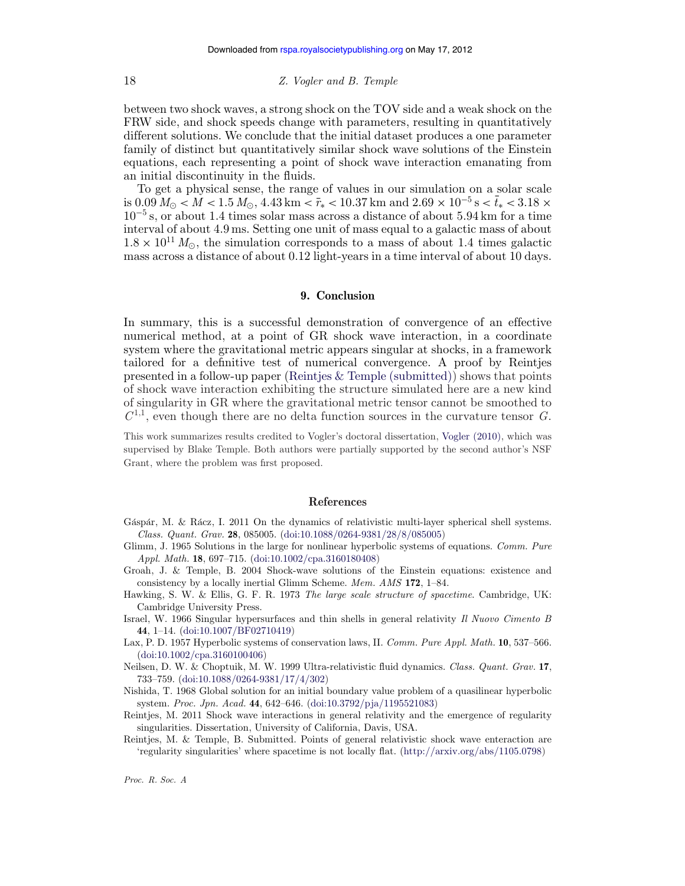between two shock waves, a strong shock on the TOV side and a weak shock on the FRW side, and shock speeds change with parameters, resulting in quantitatively different solutions. We conclude that the initial dataset produces a one parameter family of distinct but quantitatively similar shock wave solutions of the Einstein equations, each representing a point of shock wave interaction emanating from an initial discontinuity in the fluids.

To get a physical sense, the range of values in our simulation on a solar scale is $0.09\,M_\odot < M < 1.5\,M_\odot$, $4.43\,\mathrm{km} < \bar{r}_* < 10.37\,\mathrm{km}$ and $2.69 \times 10^{-5}\,\mathrm{s} < \bar{t}_* < 3.18 \times 10^{-5}\,\mathrm{s}$, or about 1.4 times solar mass across a distance of about 5.94 km for a time interval of about 4.9 ms. Setting one unit of mass equal to a galactic mass of about $1.8 \times 10^{11}\,M_\odot$, the simulation corresponds to a mass of about 1.4 times galactic mass across a distance of about 0.12 light-years in a time interval of about 10 days.

## 9. Conclusion

In summary, this is a successful demonstration of convergence of an effective numerical method, at a point of GR shock wave interaction, in a coordinate system where the gravitational metric appears singular at shocks, in a framework tailored for a definitive test of numerical convergence. A proof by Reintjes presented in a follow-up paper (Reintjes & Temple (submitted)) shows that points of shock wave interaction exhibiting the structure simulated here are a new kind of singularity in GR where the gravitational metric tensor cannot be smoothed to $C^{1,1}$, even though there are no delta function sources in the curvature tensor $G$.

This work summarizes results credited to Vogler's doctoral dissertation, Vogler (2010), which was supervised by Blake Temple. Both authors were partially supported by the second author's NSF Grant, where the problem was first proposed.

## References

Gáspár, M. & Rácz, I. 2011 On the dynamics of relativistic multi-layer spherical shell systems. *Class. Quant. Grav.* **28**, 085005. (doi:10.1088/0264-9381/28/8/085005)

Glimm, J. 1965 Solutions in the large for nonlinear hyperbolic systems of equations. *Comm. Pure Appl. Math.* **18**, 697–715. (doi:10.1002/cpa.3160180408)

Groah, J. & Temple, B. 2004 Shock-wave solutions of the Einstein equations: existence and consistency by a locally inertial Glimm Scheme. *Mem. AMS* **172**, 1–84.

Hawking, S. W. & Ellis, G. F. R. 1973 *The large scale structure of spacetime*. Cambridge, UK: Cambridge University Press.

Israel, W. 1966 Singular hypersurfaces and thin shells in general relativity *Il Nuovo Cimento B* **44**, 1–14. (doi:10.1007/BF02710419)

Lax, P. D. 1957 Hyperbolic systems of conservation laws, II. *Comm. Pure Appl. Math.* **10**, 537–566. (doi:10.1002/cpa.3160100406)

Neilsen, D. W. & Choptuik, M. W. 1999 Ultra-relativistic fluid dynamics. *Class. Quant. Grav.* **17**, 733–759. (doi:10.1088/0264-9381/17/4/302)

Nishida, T. 1968 Global solution for an initial boundary value problem of a quasilinear hyperbolic system. *Proc. Jpn. Acad.* **44**, 642–646. (doi:10.3792/pja/1195521083)

Reintjes, M. 2011 Shock wave interactions in general relativity and the emergence of regularity singularities. Dissertation, University of California, Davis, USA.

Reintjes, M. & Temple, B. Submitted. Points of general relativistic shock wave enteraction are 'regularity singularities' where spacetime is not locally flat. (http://arxiv.org/abs/1105.0798)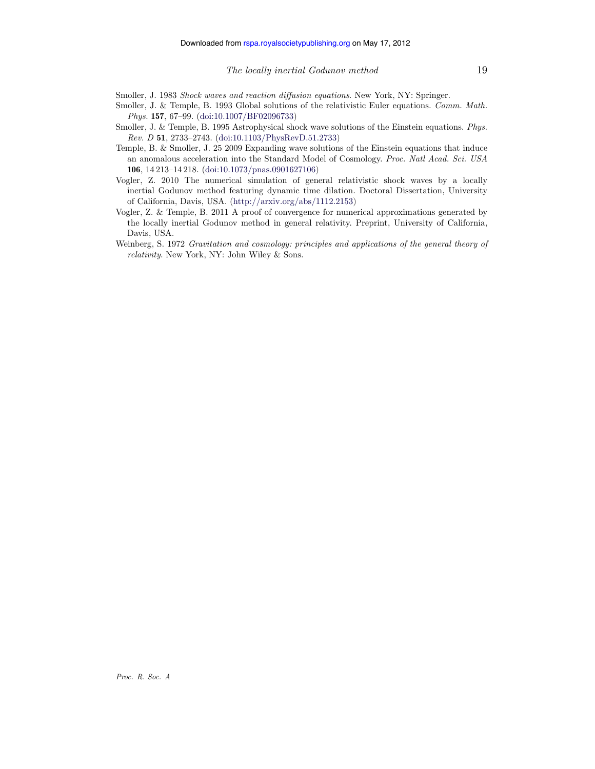Smoller, J. 1983 *Shock waves and reaction diffusion equations*. New York, NY: Springer.

Smoller, J. & Temple, B. 1993 Global solutions of the relativistic Euler equations. *Comm. Math. Phys.* **157**, 67–99. (doi:10.1007/BF02096733)

Smoller, J. & Temple, B. 1995 Astrophysical shock wave solutions of the Einstein equations. *Phys. Rev. D* **51**, 2733–2743. (doi:10.1103/PhysRevD.51.2733)

Temple, B. & Smoller, J. 25 2009 Expanding wave solutions of the Einstein equations that induce an anomalous acceleration into the Standard Model of Cosmology. *Proc. Natl Acad. Sci. USA* **106**, 14 213–14 218. (doi:10.1073/pnas.0901627106)

Vogler, Z. 2010 The numerical simulation of general relativistic shock waves by a locally inertial Godunov method featuring dynamic time dilation. Doctoral Dissertation, University of California, Davis, USA. (http://arxiv.org/abs/1112.2153)

Vogler, Z. & Temple, B. 2011 A proof of convergence for numerical approximations generated by the locally inertial Godunov method in general relativity. Preprint, University of California, Davis, USA.

Weinberg, S. 1972 *Gravitation and cosmology: principles and applications of the general theory of relativity*. New York, NY: John Wiley & Sons.